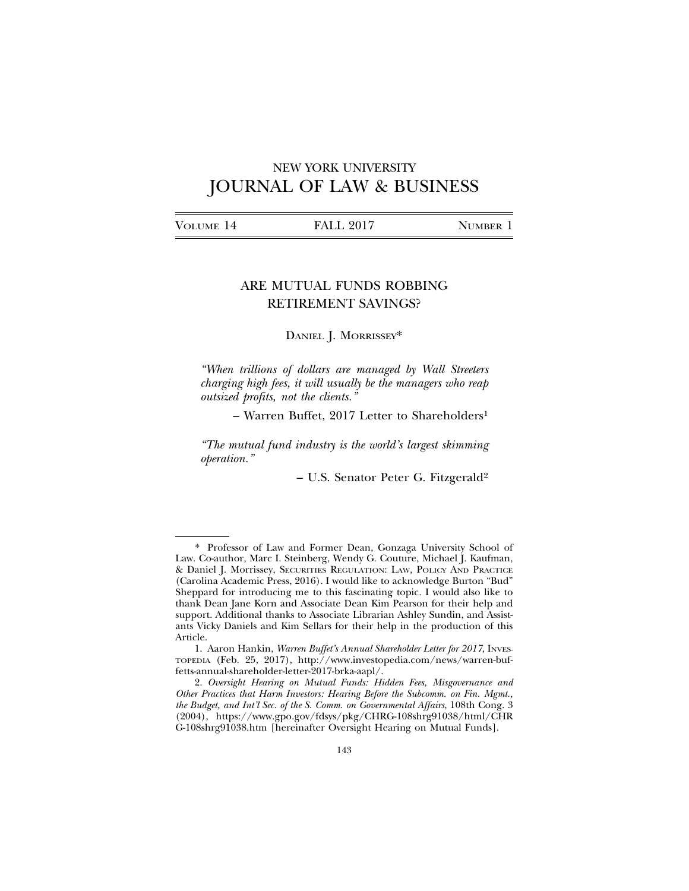NEW YORK UNIVERSITY
# JOURNAL OF LAW & BUSINESS

VOLUME 14 FALL 2017 NUMBER 1

## ARE MUTUAL FUNDS ROBBING RETIREMENT SAVINGS?

DANIEL J. MORRISSEY*

*"When trillions of dollars are managed by Wall Streeters charging high fees, it will usually be the managers who reap outsized profits, not the clients."*

– Warren Buffet, 2017 Letter to Shareholders[1]

*"The mutual fund industry is the world's largest skimming operation."*

– U.S. Senator Peter G. Fitzgerald[2]

---

\* Professor of Law and Former Dean, Gonzaga University School of Law. Co-author, Marc I. Steinberg, Wendy G. Couture, Michael J. Kaufman, & Daniel J. Morrissey, SECURITIES REGULATION: LAW, POLICY AND PRACTICE (Carolina Academic Press, 2016). I would like to acknowledge Burton "Bud" Sheppard for introducing me to this fascinating topic. I would also like to thank Dean Jane Korn and Associate Dean Kim Pearson for their help and support. Additional thanks to Associate Librarian Ashley Sundin, and Assistants Vicky Daniels and Kim Sellars for their help in the production of this Article.

1. Aaron Hankin, *Warren Buffet's Annual Shareholder Letter for 2017*, INVESTOPEDIA (Feb. 25, 2017), http://www.investopedia.com/news/warren-buffetts-annual-shareholder-letter-2017-brka-aapl/.

2. *Oversight Hearing on Mutual Funds: Hidden Fees, Misgovernance and Other Practices that Harm Investors: Hearing Before the Subcomm. on Fin. Mgmt., the Budget, and Int'l Sec. of the S. Comm. on Governmental Affairs*, 108th Cong. 3 (2004), https://www.gpo.gov/fdsys/pkg/CHRG-108shrg91038/html/CHRG-108shrg91038.htm [hereinafter Oversight Hearing on Mutual Funds].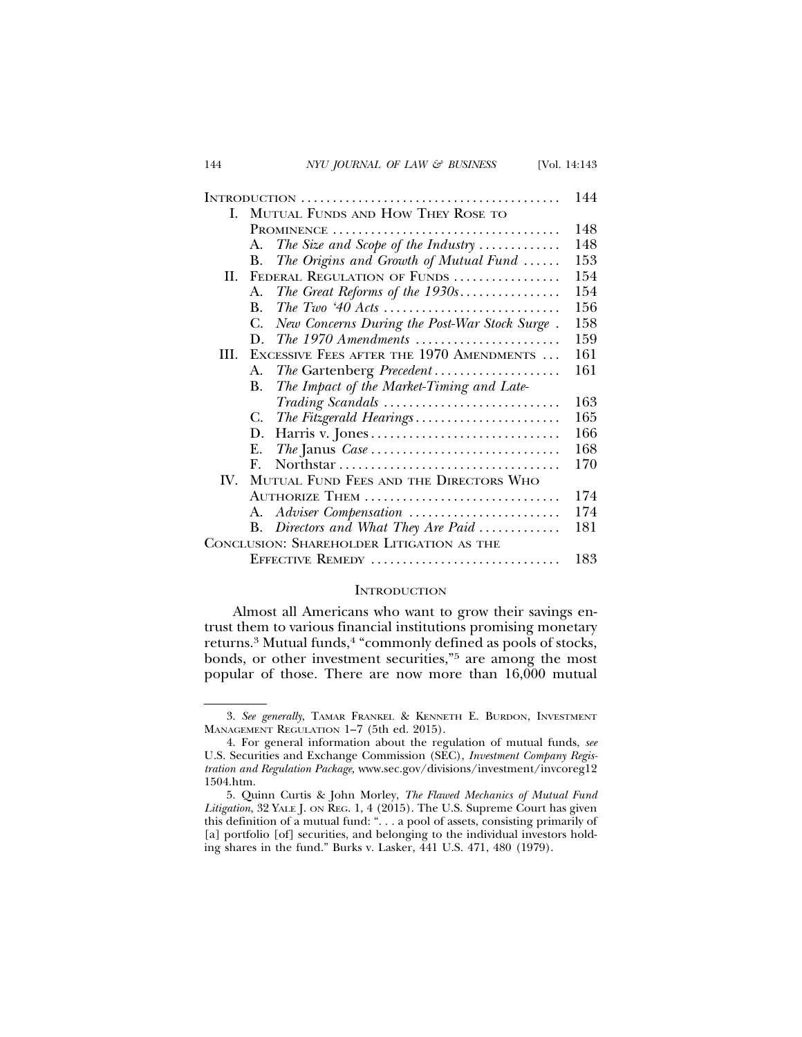| | | |
|---|---|---|
| INTRODUCTION | | 144 |
| I. | MUTUAL FUNDS AND HOW THEY ROSE TO PROMINENCE | 148 |
| | A. *The Size and Scope of the Industry* | 148 |
| | B. *The Origins and Growth of Mutual Fund* | 153 |
| II. | FEDERAL REGULATION OF FUNDS | 154 |
| | A. *The Great Reforms of the 1930s* | 154 |
| | B. *The Two '40 Acts* | 156 |
| | C. *New Concerns During the Post-War Stock Surge* | 158 |
| | D. *The 1970 Amendments* | 159 |
| III. | EXCESSIVE FEES AFTER THE 1970 AMENDMENTS | 161 |
| | A. *The* Gartenberg *Precedent* | 161 |
| | B. *The Impact of the Market-Timing and Late-Trading Scandals* | 163 |
| | C. *The Fitzgerald Hearings* | 165 |
| | D. Harris v. Jones | 166 |
| | E. *The* Janus *Case* | 168 |
| | F. Northstar | 170 |
| IV. | MUTUAL FUND FEES AND THE DIRECTORS WHO AUTHORIZE THEM | 174 |
| | A. *Adviser Compensation* | 174 |
| | B. *Directors and What They Are Paid* | 181 |
| CONCLUSION: SHAREHOLDER LITIGATION AS THE EFFECTIVE REMEDY | | 183 |

## INTRODUCTION

Almost all Americans who want to grow their savings entrust them to various financial institutions promising monetary returns.[3] Mutual funds,[4] "commonly defined as pools of stocks, bonds, or other investment securities,"[5] are among the most popular of those. There are now more than 16,000 mutual

---

3. *See generally*, TAMAR FRANKEL & KENNETH E. BURDON, INVESTMENT MANAGEMENT REGULATION 1–7 (5th ed. 2015).

4. For general information about the regulation of mutual funds, *see* U.S. Securities and Exchange Commission (SEC), *Investment Company Registration and Regulation Package*, www.sec.gov/divisions/investment/invcoreg121504.htm.

5. Quinn Curtis & John Morley, *The Flawed Mechanics of Mutual Fund Litigation*, 32 YALE J. ON REG. 1, 4 (2015). The U.S. Supreme Court has given this definition of a mutual fund: ". . . a pool of assets, consisting primarily of [a] portfolio [of] securities, and belonging to the individual investors holding shares in the fund." Burks v. Lasker, 441 U.S. 471, 480 (1979).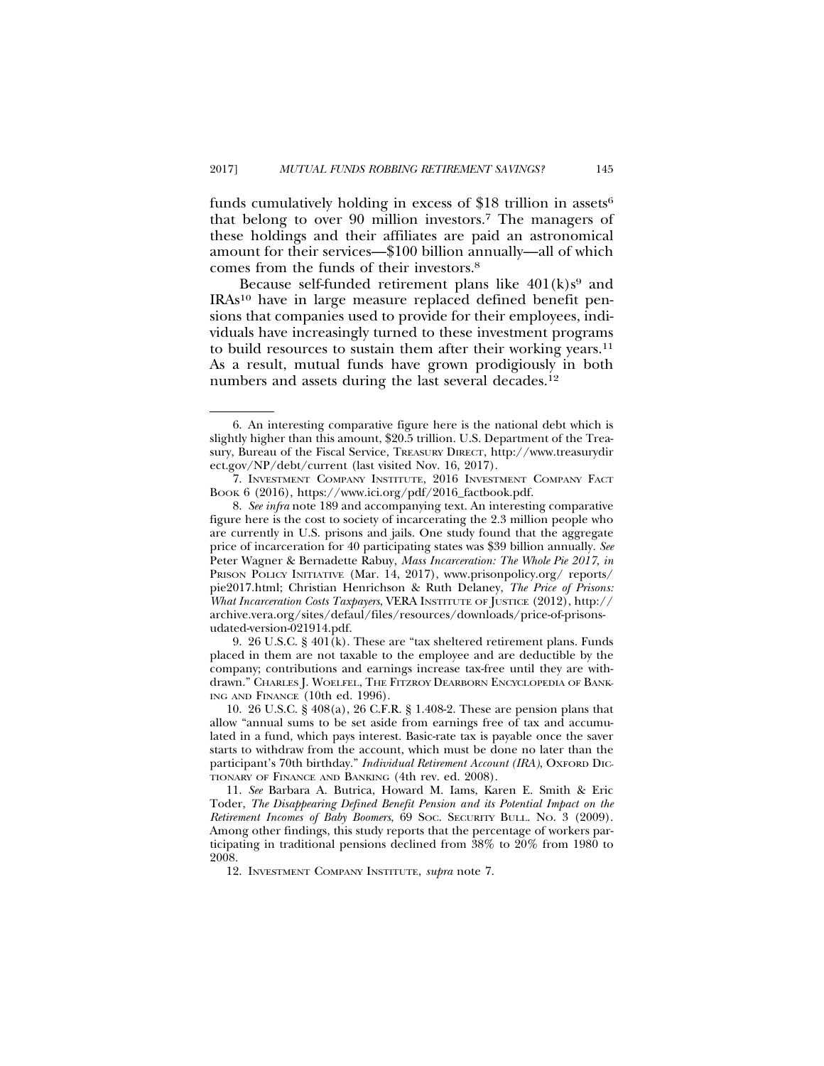funds cumulatively holding in excess of $18 trillion in assets[6] that belong to over 90 million investors.[7] The managers of these holdings and their affiliates are paid an astronomical amount for their services—$100 billion annually—all of which comes from the funds of their investors.[8]

Because self-funded retirement plans like 401(k)s[9] and IRAs[10] have in large measure replaced defined benefit pensions that companies used to provide for their employees, individuals have increasingly turned to these investment programs to build resources to sustain them after their working years.[11] As a result, mutual funds have grown prodigiously in both numbers and assets during the last several decades.[12]

---

6. An interesting comparative figure here is the national debt which is slightly higher than this amount, $20.5 trillion. U.S. Department of the Treasury, Bureau of the Fiscal Service, TREASURY DIRECT, http://www.treasurydirect.gov/NP/debt/current (last visited Nov. 16, 2017).

7. INVESTMENT COMPANY INSTITUTE, 2016 INVESTMENT COMPANY FACT BOOK 6 (2016), https://www.ici.org/pdf/2016_factbook.pdf.

8. *See infra* note 189 and accompanying text. An interesting comparative figure here is the cost to society of incarcerating the 2.3 million people who are currently in U.S. prisons and jails. One study found that the aggregate price of incarceration for 40 participating states was $39 billion annually. *See* Peter Wagner & Bernadette Rabuy, *Mass Incarceration: The Whole Pie 2017*, *in* PRISON POLICY INITIATIVE (Mar. 14, 2017), www.prisonpolicy.org/ reports/ pie2017.html; Christian Henrichson & Ruth Delaney, *The Price of Prisons: What Incarceration Costs Taxpayers*, VERA INSTITUTE OF JUSTICE (2012), http:// archive.vera.org/sites/defaul/files/resources/downloads/price-of-prisons-udated-version-021914.pdf.

9. 26 U.S.C. § 401(k). These are "tax sheltered retirement plans. Funds placed in them are not taxable to the employee and are deductible by the company; contributions and earnings increase tax-free until they are withdrawn." CHARLES J. WOELFEL, THE FITZROY DEARBORN ENCYCLOPEDIA OF BANKING AND FINANCE (10th ed. 1996).

10. 26 U.S.C. § 408(a), 26 C.F.R. § 1.408-2. These are pension plans that allow "annual sums to be set aside from earnings free of tax and accumulated in a fund, which pays interest. Basic-rate tax is payable once the saver starts to withdraw from the account, which must be done no later than the participant's 70th birthday." *Individual Retirement Account (IRA)*, OXFORD DICTIONARY OF FINANCE AND BANKING (4th rev. ed. 2008).

11. *See* Barbara A. Butrica, Howard M. Iams, Karen E. Smith & Eric Toder, *The Disappearing Defined Benefit Pension and its Potential Impact on the Retirement Incomes of Baby Boomers*, 69 SOC. SECURITY BULL. NO. 3 (2009). Among other findings, this study reports that the percentage of workers participating in traditional pensions declined from 38% to 20% from 1980 to 2008.

12. INVESTMENT COMPANY INSTITUTE, *supra* note 7.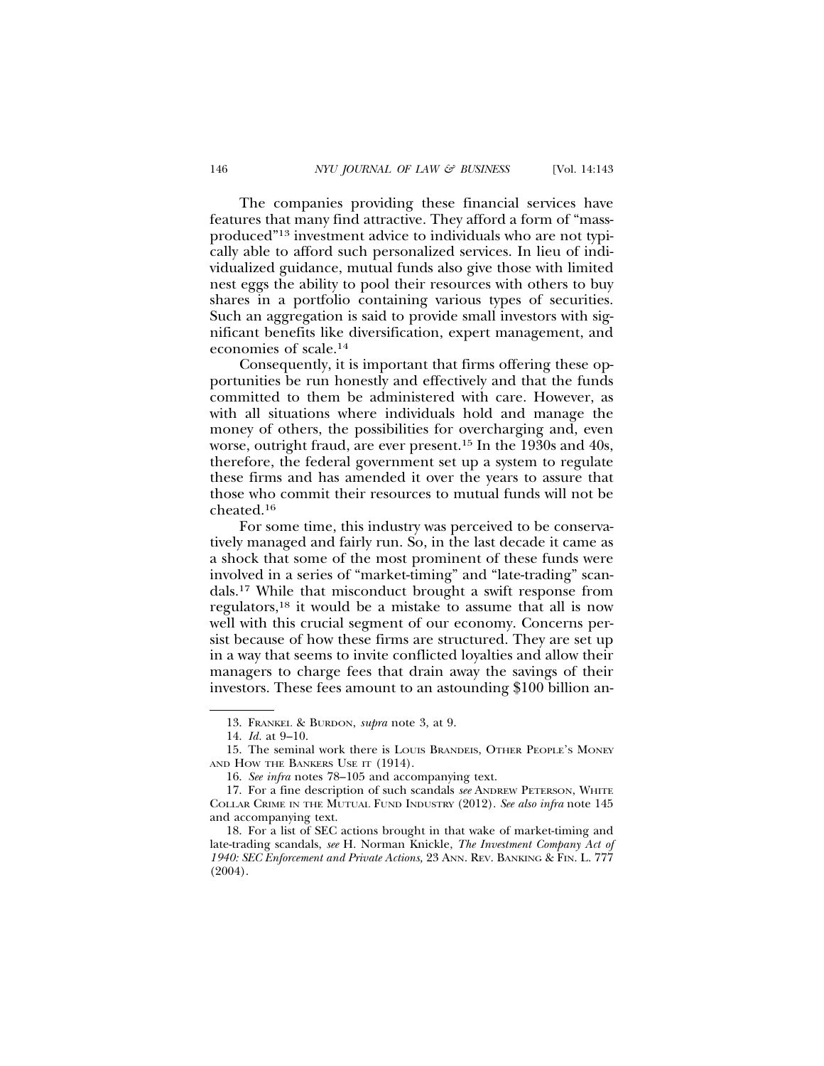The companies providing these financial services have features that many find attractive. They afford a form of "mass-produced"[13] investment advice to individuals who are not typically able to afford such personalized services. In lieu of individualized guidance, mutual funds also give those with limited nest eggs the ability to pool their resources with others to buy shares in a portfolio containing various types of securities. Such an aggregation is said to provide small investors with significant benefits like diversification, expert management, and economies of scale.[14]

Consequently, it is important that firms offering these opportunities be run honestly and effectively and that the funds committed to them be administered with care. However, as with all situations where individuals hold and manage the money of others, the possibilities for overcharging and, even worse, outright fraud, are ever present.[15] In the 1930s and 40s, therefore, the federal government set up a system to regulate these firms and has amended it over the years to assure that those who commit their resources to mutual funds will not be cheated.[16]

For some time, this industry was perceived to be conservatively managed and fairly run. So, in the last decade it came as a shock that some of the most prominent of these funds were involved in a series of "market-timing" and "late-trading" scandals.[17] While that misconduct brought a swift response from regulators,[18] it would be a mistake to assume that all is now well with this crucial segment of our economy. Concerns persist because of how these firms are structured. They are set up in a way that seems to invite conflicted loyalties and allow their managers to charge fees that drain away the savings of their investors. These fees amount to an astounding $100 billion an-

---

13. FRANKEL & BURDON, *supra* note 3, at 9.

14. *Id.* at 9–10.

15. The seminal work there is LOUIS BRANDEIS, OTHER PEOPLE'S MONEY AND HOW THE BANKERS USE IT (1914).

16. *See infra* notes 78–105 and accompanying text.

17. For a fine description of such scandals *see* ANDREW PETERSON, WHITE COLLAR CRIME IN THE MUTUAL FUND INDUSTRY (2012). *See also infra* note 145 and accompanying text.

18. For a list of SEC actions brought in that wake of market-timing and late-trading scandals, *see* H. Norman Knickle, *The Investment Company Act of 1940: SEC Enforcement and Private Actions,* 23 ANN. REV. BANKING & FIN. L. 777 (2004).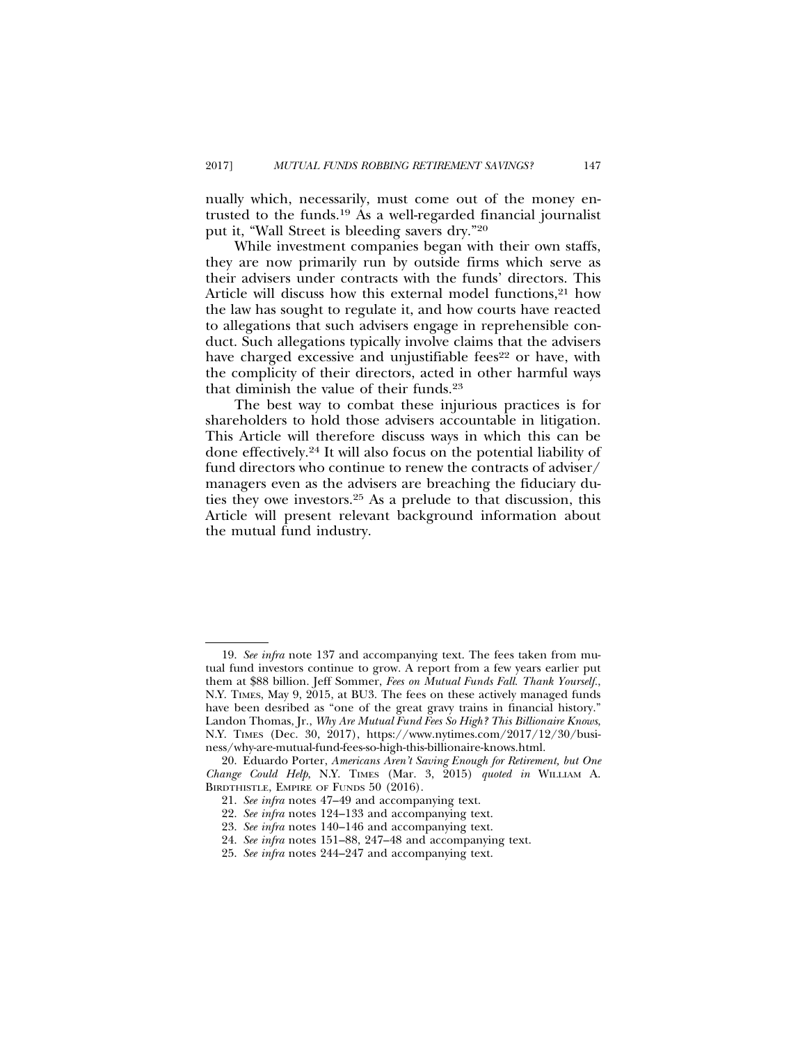nually which, necessarily, must come out of the money entrusted to the funds.[19] As a well-regarded financial journalist put it, "Wall Street is bleeding savers dry."[20]

While investment companies began with their own staffs, they are now primarily run by outside firms which serve as their advisers under contracts with the funds' directors. This Article will discuss how this external model functions,[21] how the law has sought to regulate it, and how courts have reacted to allegations that such advisers engage in reprehensible conduct. Such allegations typically involve claims that the advisers have charged excessive and unjustifiable fees[22] or have, with the complicity of their directors, acted in other harmful ways that diminish the value of their funds.[23]

The best way to combat these injurious practices is for shareholders to hold those advisers accountable in litigation. This Article will therefore discuss ways in which this can be done effectively.[24] It will also focus on the potential liability of fund directors who continue to renew the contracts of adviser/managers even as the advisers are breaching the fiduciary duties they owe investors.[25] As a prelude to that discussion, this Article will present relevant background information about the mutual fund industry.

---

19. *See infra* note 137 and accompanying text. The fees taken from mutual fund investors continue to grow. A report from a few years earlier put them at $88 billion. Jeff Sommer, *Fees on Mutual Funds Fall. Thank Yourself.*, N.Y. TIMES, May 9, 2015, at BU3. The fees on these actively managed funds have been desribed as "one of the great gravy trains in financial history." Landon Thomas, Jr., *Why Are Mutual Fund Fees So High? This Billionaire Knows*, N.Y. TIMES (Dec. 30, 2017), https://www.nytimes.com/2017/12/30/business/why-are-mutual-fund-fees-so-high-this-billionaire-knows.html.

20. Eduardo Porter, *Americans Aren't Saving Enough for Retirement, but One Change Could Help*, N.Y. TIMES (Mar. 3, 2015) *quoted in* WILLIAM A. BIRDTHISTLE, EMPIRE OF FUNDS 50 (2016).

21. *See infra* notes 47–49 and accompanying text.

22. *See infra* notes 124–133 and accompanying text.

23. *See infra* notes 140–146 and accompanying text.

24. *See infra* notes 151–88, 247–48 and accompanying text.

25. *See infra* notes 244–247 and accompanying text.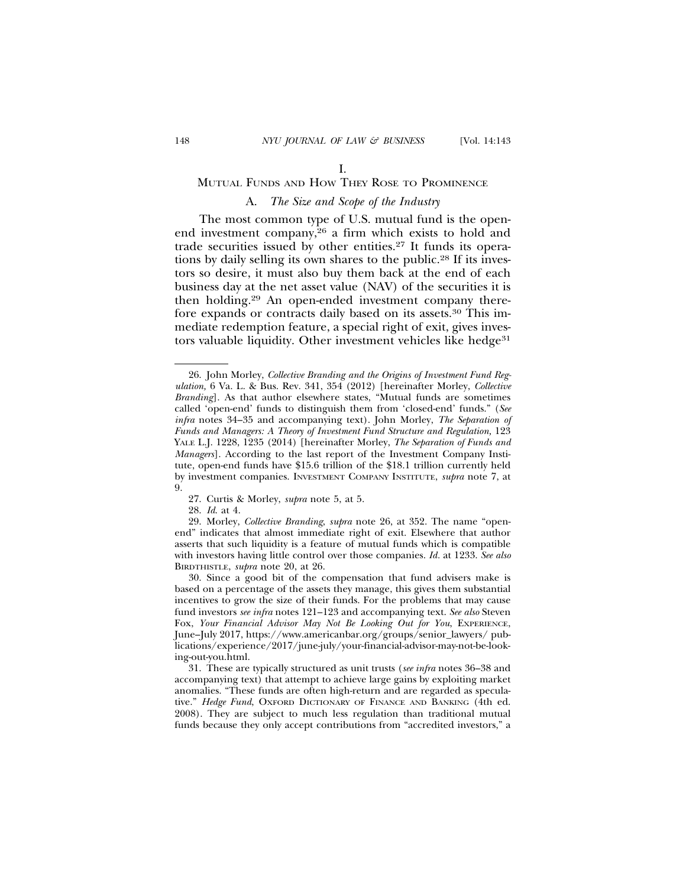# I.

# Mutual Funds and How They Rose to Prominence

## A. *The Size and Scope of the Industry*

The most common type of U.S. mutual fund is the open-end investment company,[26] a firm which exists to hold and trade securities issued by other entities.[27] It funds its operations by daily selling its own shares to the public.[28] If its investors so desire, it must also buy them back at the end of each business day at the net asset value (NAV) of the securities it is then holding.[29] An open-ended investment company therefore expands or contracts daily based on its assets.[30] This immediate redemption feature, a special right of exit, gives investors valuable liquidity. Other investment vehicles like hedge[31]

---

26. John Morley, *Collective Branding and the Origins of Investment Fund Regulation,* 6 Va. L. & Bus. Rev. 341, 354 (2012) [hereinafter Morley, *Collective Branding*]. As that author elsewhere states, "Mutual funds are sometimes called 'open-end' funds to distinguish them from 'closed-end' funds." (*See infra* notes 34–35 and accompanying text). John Morley, *The Separation of Funds and Managers: A Theory of Investment Fund Structure and Regulation,* 123 YALE L.J. 1228, 1235 (2014) [hereinafter Morley, *The Separation of Funds and Managers*]. According to the last report of the Investment Company Institute, open-end funds have $15.6 trillion of the $18.1 trillion currently held by investment companies. INVESTMENT COMPANY INSTITUTE, *supra* note 7, at 9.

27. Curtis & Morley, *supra* note 5, at 5.

28. *Id.* at 4.

29. Morley, *Collective Branding*, *supra* note 26, at 352. The name "open-end" indicates that almost immediate right of exit. Elsewhere that author asserts that such liquidity is a feature of mutual funds which is compatible with investors having little control over those companies. *Id.* at 1233. *See also* BIRDTHISTLE, *supra* note 20, at 26.

30. Since a good bit of the compensation that fund advisers make is based on a percentage of the assets they manage, this gives them substantial incentives to grow the size of their funds. For the problems that may cause fund investors *see infra* notes 121–123 and accompanying text. *See also* Steven Fox, *Your Financial Advisor May Not Be Looking Out for You*, EXPERIENCE, June–July 2017, https://www.americanbar.org/groups/senior_lawyers/ publications/experience/2017/june-july/your-financial-advisor-may-not-be-looking-out-you.html.

31. These are typically structured as unit trusts (*see infra* notes 36–38 and accompanying text) that attempt to achieve large gains by exploiting market anomalies. "These funds are often high-return and are regarded as speculative." *Hedge Fund*, OXFORD DICTIONARY OF FINANCE AND BANKING (4th ed. 2008). They are subject to much less regulation than traditional mutual funds because they only accept contributions from "accredited investors," a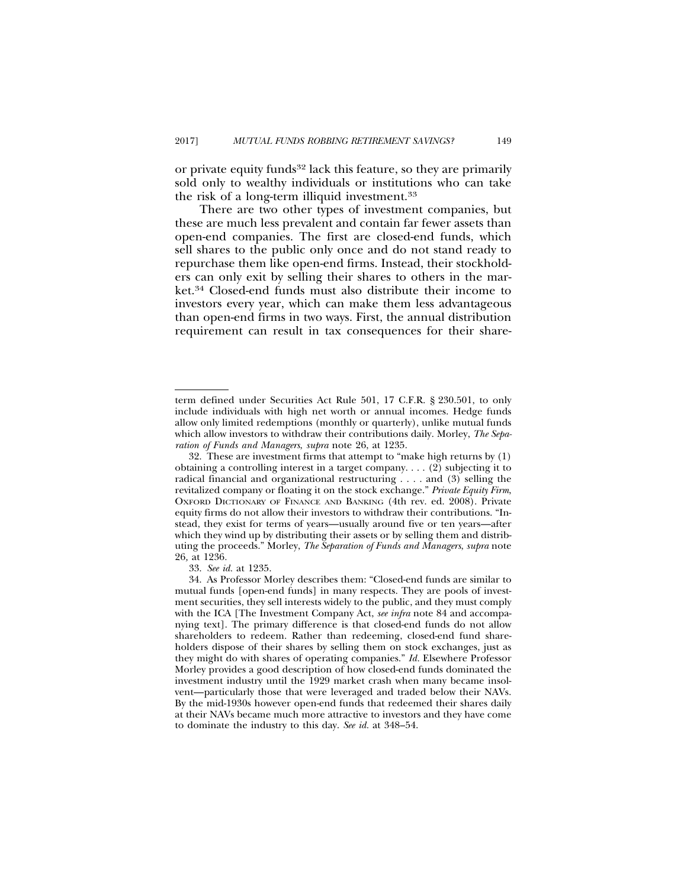or private equity funds[32] lack this feature, so they are primarily sold only to wealthy individuals or institutions who can take the risk of a long-term illiquid investment.[33]

There are two other types of investment companies, but these are much less prevalent and contain far fewer assets than open-end companies. The first are closed-end funds, which sell shares to the public only once and do not stand ready to repurchase them like open-end firms. Instead, their stockholders can only exit by selling their shares to others in the market.[34] Closed-end funds must also distribute their income to investors every year, which can make them less advantageous than open-end firms in two ways. First, the annual distribution requirement can result in tax consequences for their share-

---

term defined under Securities Act Rule 501, 17 C.F.R. § 230.501, to only include individuals with high net worth or annual incomes. Hedge funds allow only limited redemptions (monthly or quarterly), unlike mutual funds which allow investors to withdraw their contributions daily. Morley, *The Separation of Funds and Managers*, *supra* note 26, at 1235.

32. These are investment firms that attempt to "make high returns by (1) obtaining a controlling interest in a target company. . . . (2) subjecting it to radical financial and organizational restructuring . . . . and (3) selling the revitalized company or floating it on the stock exchange." *Private Equity Firm*, OXFORD DICTIONARY OF FINANCE AND BANKING (4th rev. ed. 2008). Private equity firms do not allow their investors to withdraw their contributions. "Instead, they exist for terms of years—usually around five or ten years—after which they wind up by distributing their assets or by selling them and distributing the proceeds." Morley, *The Separation of Funds and Managers*, *supra* note 26, at 1236.

33. *See id.* at 1235.

34. As Professor Morley describes them: "Closed-end funds are similar to mutual funds [open-end funds] in many respects. They are pools of investment securities, they sell interests widely to the public, and they must comply with the ICA [The Investment Company Act, *see infra* note 84 and accompanying text]. The primary difference is that closed-end funds do not allow shareholders to redeem. Rather than redeeming, closed-end fund shareholders dispose of their shares by selling them on stock exchanges, just as they might do with shares of operating companies." *Id.* Elsewhere Professor Morley provides a good description of how closed-end funds dominated the investment industry until the 1929 market crash when many became insolvent—particularly those that were leveraged and traded below their NAVs. By the mid-1930s however open-end funds that redeemed their shares daily at their NAVs became much more attractive to investors and they have come to dominate the industry to this day. *See id.* at 348–54.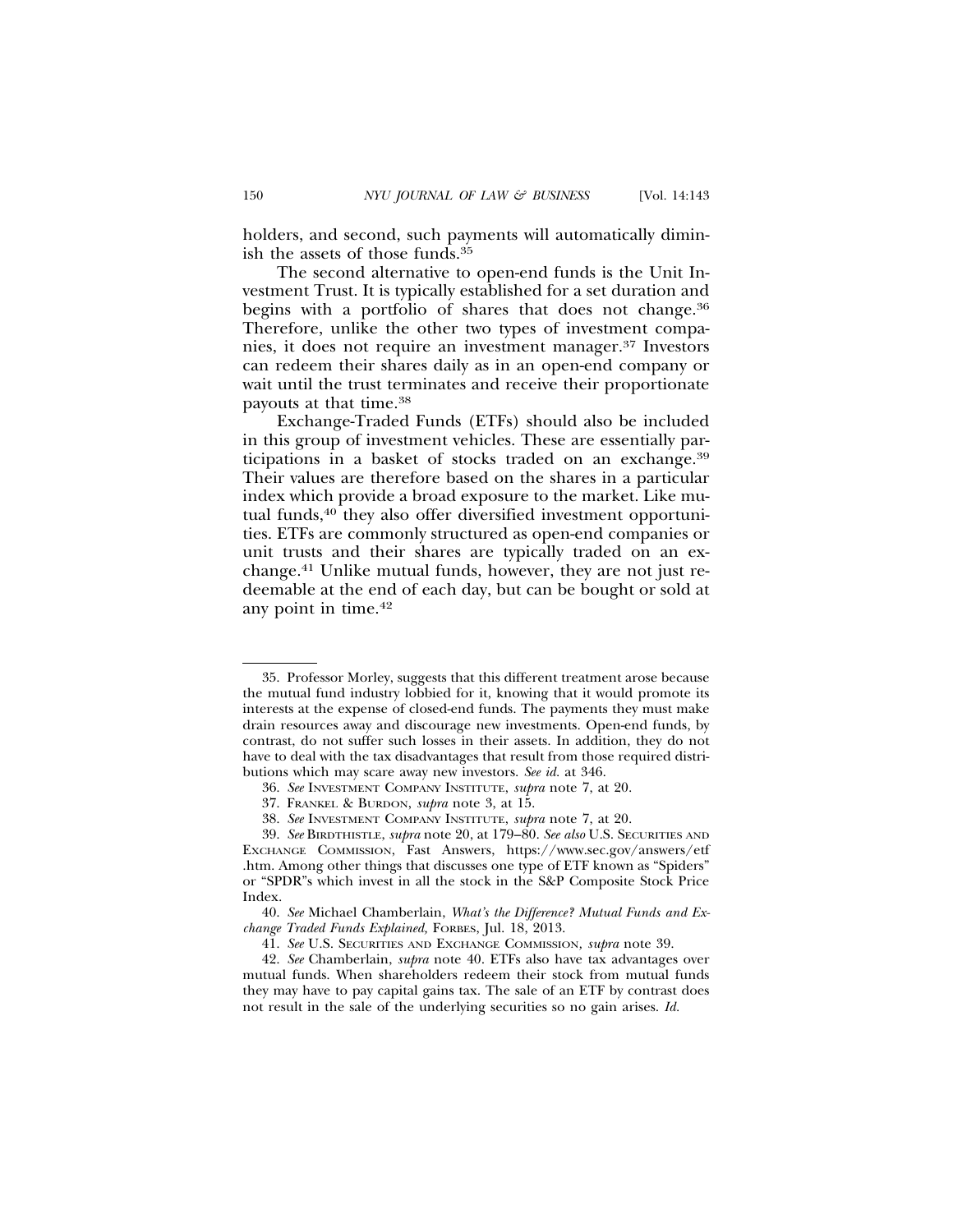holders, and second, such payments will automatically diminish the assets of those funds.[35]

The second alternative to open-end funds is the Unit Investment Trust. It is typically established for a set duration and begins with a portfolio of shares that does not change.[36] Therefore, unlike the other two types of investment companies, it does not require an investment manager.[37] Investors can redeem their shares daily as in an open-end company or wait until the trust terminates and receive their proportionate payouts at that time.[38]

Exchange-Traded Funds (ETFs) should also be included in this group of investment vehicles. These are essentially participations in a basket of stocks traded on an exchange.[39] Their values are therefore based on the shares in a particular index which provide a broad exposure to the market. Like mutual funds,[40] they also offer diversified investment opportunities. ETFs are commonly structured as open-end companies or unit trusts and their shares are typically traded on an exchange.[41] Unlike mutual funds, however, they are not just redeemable at the end of each day, but can be bought or sold at any point in time.[42]

---

35. Professor Morley, suggests that this different treatment arose because the mutual fund industry lobbied for it, knowing that it would promote its interests at the expense of closed-end funds. The payments they must make drain resources away and discourage new investments. Open-end funds, by contrast, do not suffer such losses in their assets. In addition, they do not have to deal with the tax disadvantages that result from those required distributions which may scare away new investors. *See id.* at 346.

36. *See* INVESTMENT COMPANY INSTITUTE, *supra* note 7, at 20.

37. FRANKEL & BURDON, *supra* note 3, at 15.

38. *See* INVESTMENT COMPANY INSTITUTE, *supra* note 7, at 20.

39. *See* BIRDTHISTLE, *supra* note 20, at 179–80. *See also* U.S. SECURITIES AND EXCHANGE COMMISSION, Fast Answers, https://www.sec.gov/answers/etf.htm. Among other things that discusses one type of ETF known as "Spiders" or "SPDR"s which invest in all the stock in the S&P Composite Stock Price Index.

40. *See* Michael Chamberlain, *What's the Difference? Mutual Funds and Exchange Traded Funds Explained,* FORBES, Jul. 18, 2013.

41. *See* U.S. SECURITIES AND EXCHANGE COMMISSION, *supra* note 39.

42. *See* Chamberlain, *supra* note 40. ETFs also have tax advantages over mutual funds. When shareholders redeem their stock from mutual funds they may have to pay capital gains tax. The sale of an ETF by contrast does not result in the sale of the underlying securities so no gain arises. *Id.*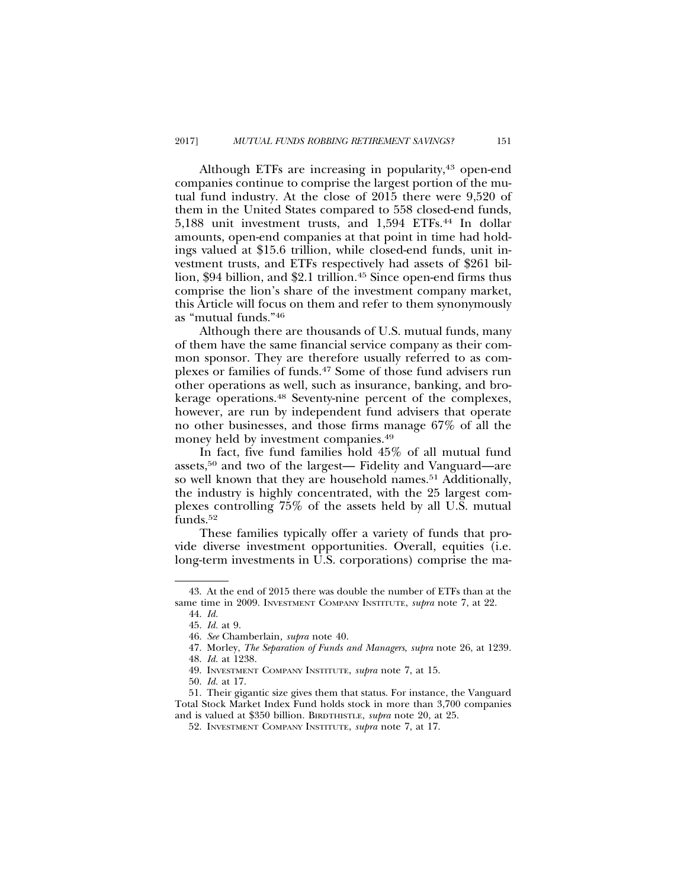Although ETFs are increasing in popularity,[43] open-end companies continue to comprise the largest portion of the mutual fund industry. At the close of 2015 there were 9,520 of them in the United States compared to 558 closed-end funds, 5,188 unit investment trusts, and 1,594 ETFs.[44] In dollar amounts, open-end companies at that point in time had holdings valued at $15.6 trillion, while closed-end funds, unit investment trusts, and ETFs respectively had assets of $261 billion, $94 billion, and $2.1 trillion.[45] Since open-end firms thus comprise the lion's share of the investment company market, this Article will focus on them and refer to them synonymously as "mutual funds."[46]

Although there are thousands of U.S. mutual funds, many of them have the same financial service company as their common sponsor. They are therefore usually referred to as complexes or families of funds.[47] Some of those fund advisers run other operations as well, such as insurance, banking, and brokerage operations.[48] Seventy-nine percent of the complexes, however, are run by independent fund advisers that operate no other businesses, and those firms manage 67% of all the money held by investment companies.[49]

In fact, five fund families hold 45% of all mutual fund assets,[50] and two of the largest— Fidelity and Vanguard—are so well known that they are household names.[51] Additionally, the industry is highly concentrated, with the 25 largest complexes controlling 75% of the assets held by all U.S. mutual funds.[52]

These families typically offer a variety of funds that provide diverse investment opportunities. Overall, equities (i.e. long-term investments in U.S. corporations) comprise the ma-

---

43. At the end of 2015 there was double the number of ETFs than at the same time in 2009. INVESTMENT COMPANY INSTITUTE, *supra* note 7, at 22.

44. *Id.*

45. *Id.* at 9.

46. *See* Chamberlain, *supra* note 40.

47. Morley, *The Separation of Funds and Managers*, *supra* note 26, at 1239.

48. *Id.* at 1238.

49. INVESTMENT COMPANY INSTITUTE, *supra* note 7, at 15.

50. *Id.* at 17.

51. Their gigantic size gives them that status. For instance, the Vanguard Total Stock Market Index Fund holds stock in more than 3,700 companies and is valued at $350 billion. BIRDTHISTLE, *supra* note 20, at 25.

52. INVESTMENT COMPANY INSTITUTE, *supra* note 7, at 17.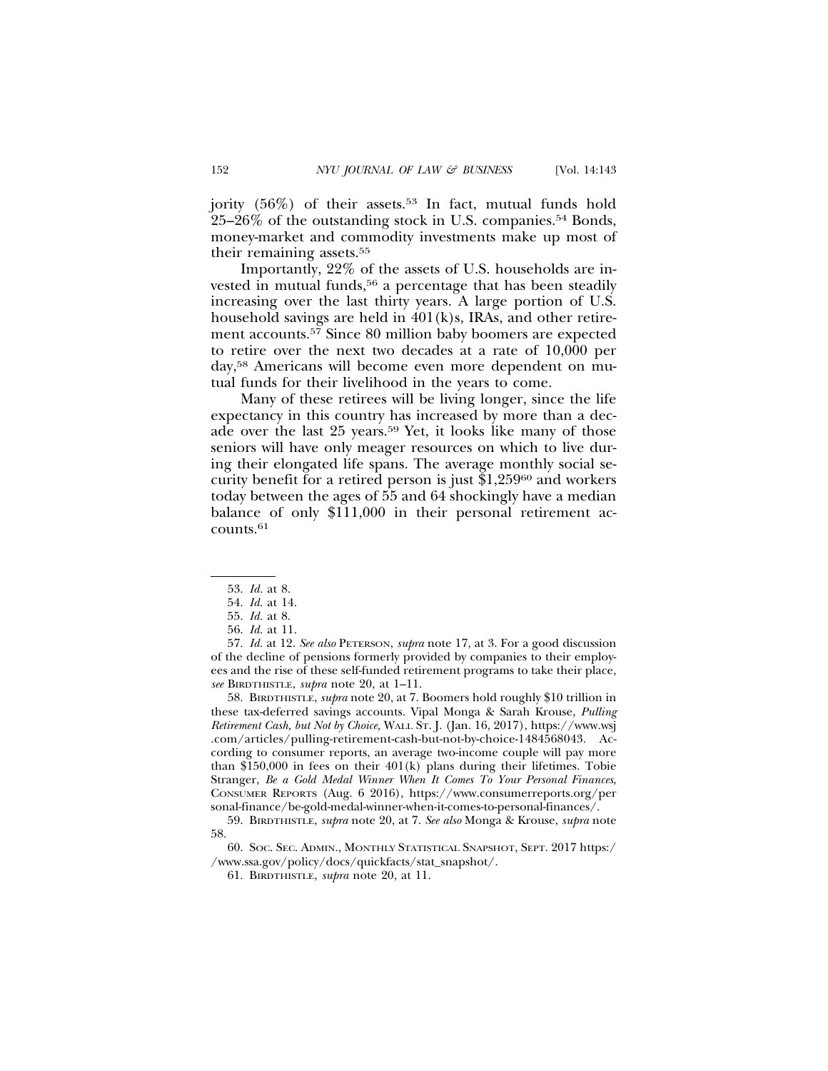jority (56%) of their assets.[53] In fact, mutual funds hold 25–26% of the outstanding stock in U.S. companies.[54] Bonds, money-market and commodity investments make up most of their remaining assets.[55]

Importantly, 22% of the assets of U.S. households are invested in mutual funds,[56] a percentage that has been steadily increasing over the last thirty years. A large portion of U.S. household savings are held in 401(k)s, IRAs, and other retirement accounts.[57] Since 80 million baby boomers are expected to retire over the next two decades at a rate of 10,000 per day,[58] Americans will become even more dependent on mutual funds for their livelihood in the years to come.

Many of these retirees will be living longer, since the life expectancy in this country has increased by more than a decade over the last 25 years.[59] Yet, it looks like many of those seniors will have only meager resources on which to live during their elongated life spans. The average monthly social security benefit for a retired person is just $1,259[60] and workers today between the ages of 55 and 64 shockingly have a median balance of only $111,000 in their personal retirement accounts.[61]

---

53. *Id.* at 8.

54. *Id.* at 14.

55. *Id.* at 8.

56. *Id.* at 11.

57. *Id.* at 12. *See also* PETERSON, *supra* note 17, at 3. For a good discussion of the decline of pensions formerly provided by companies to their employees and the rise of these self-funded retirement programs to take their place, *see* BIRDTHISTLE, *supra* note 20, at 1–11.

58. BIRDTHISTLE, *supra* note 20, at 7. Boomers hold roughly $10 trillion in these tax-deferred savings accounts. Vipal Monga & Sarah Krouse, *Pulling Retirement Cash, but Not by Choice*, WALL ST. J. (Jan. 16, 2017), https://www.wsj.com/articles/pulling-retirement-cash-but-not-by-choice-1484568043. According to consumer reports, an average two-income couple will pay more than $150,000 in fees on their 401(k) plans during their lifetimes. Tobie Stranger, *Be a Gold Medal Winner When It Comes To Your Personal Finances*, CONSUMER REPORTS (Aug. 6 2016), https://www.consumerreports.org/personal-finance/be-gold-medal-winner-when-it-comes-to-personal-finances/.

59. BIRDTHISTLE, *supra* note 20, at 7. *See also* Monga & Krouse, *supra* note 58.

60. SOC. SEC. ADMIN., MONTHLY STATISTICAL SNAPSHOT, SEPT. 2017 https://www.ssa.gov/policy/docs/quickfacts/stat_snapshot/.

61. BIRDTHISTLE, *supra* note 20, at 11.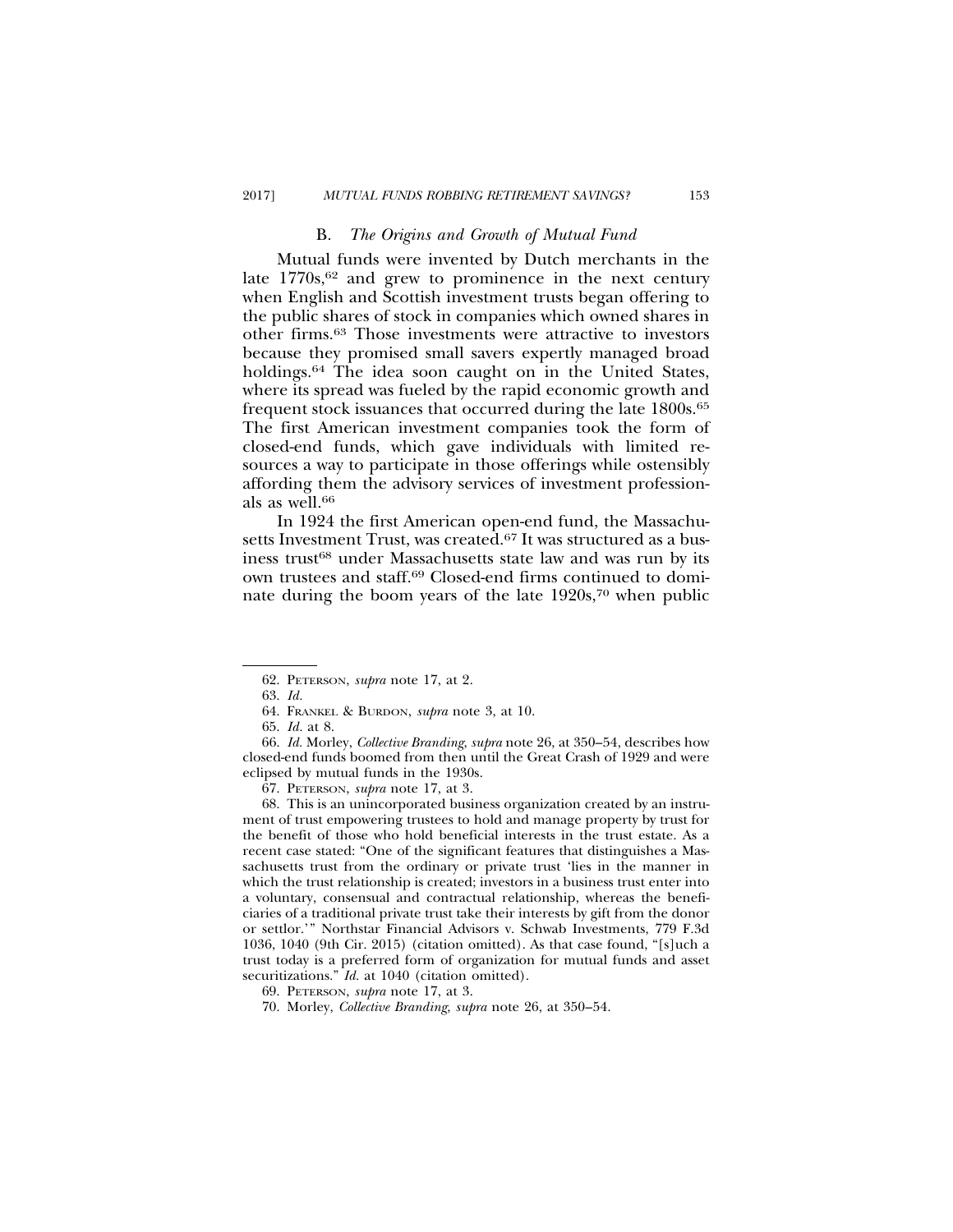### B. *The Origins and Growth of Mutual Fund*

Mutual funds were invented by Dutch merchants in the late 1770s,[62] and grew to prominence in the next century when English and Scottish investment trusts began offering to the public shares of stock in companies which owned shares in other firms.[63] Those investments were attractive to investors because they promised small savers expertly managed broad holdings.[64] The idea soon caught on in the United States, where its spread was fueled by the rapid economic growth and frequent stock issuances that occurred during the late 1800s.[65] The first American investment companies took the form of closed-end funds, which gave individuals with limited resources a way to participate in those offerings while ostensibly affording them the advisory services of investment professionals as well.[66]

In 1924 the first American open-end fund, the Massachusetts Investment Trust, was created.[67] It was structured as a business trust[68] under Massachusetts state law and was run by its own trustees and staff.[69] Closed-end firms continued to dominate during the boom years of the late 1920s,[70] when public

---

62. PETERSON, *supra* note 17, at 2.

63. *Id.*

64. FRANKEL & BURDON, *supra* note 3, at 10.

65. *Id.* at 8.

66. *Id.* Morley, *Collective Branding*, *supra* note 26, at 350–54, describes how closed-end funds boomed from then until the Great Crash of 1929 and were eclipsed by mutual funds in the 1930s.

67. PETERSON, *supra* note 17, at 3.

68. This is an unincorporated business organization created by an instrument of trust empowering trustees to hold and manage property by trust for the benefit of those who hold beneficial interests in the trust estate. As a recent case stated: "One of the significant features that distinguishes a Massachusetts trust from the ordinary or private trust 'lies in the manner in which the trust relationship is created; investors in a business trust enter into a voluntary, consensual and contractual relationship, whereas the beneficiaries of a traditional private trust take their interests by gift from the donor or settlor.'" Northstar Financial Advisors v. Schwab Investments, 779 F.3d 1036, 1040 (9th Cir. 2015) (citation omitted). As that case found, "[s]uch a trust today is a preferred form of organization for mutual funds and asset securitizations." *Id.* at 1040 (citation omitted).

69. PETERSON, *supra* note 17, at 3.

70. Morley, *Collective Branding*, *supra* note 26, at 350–54.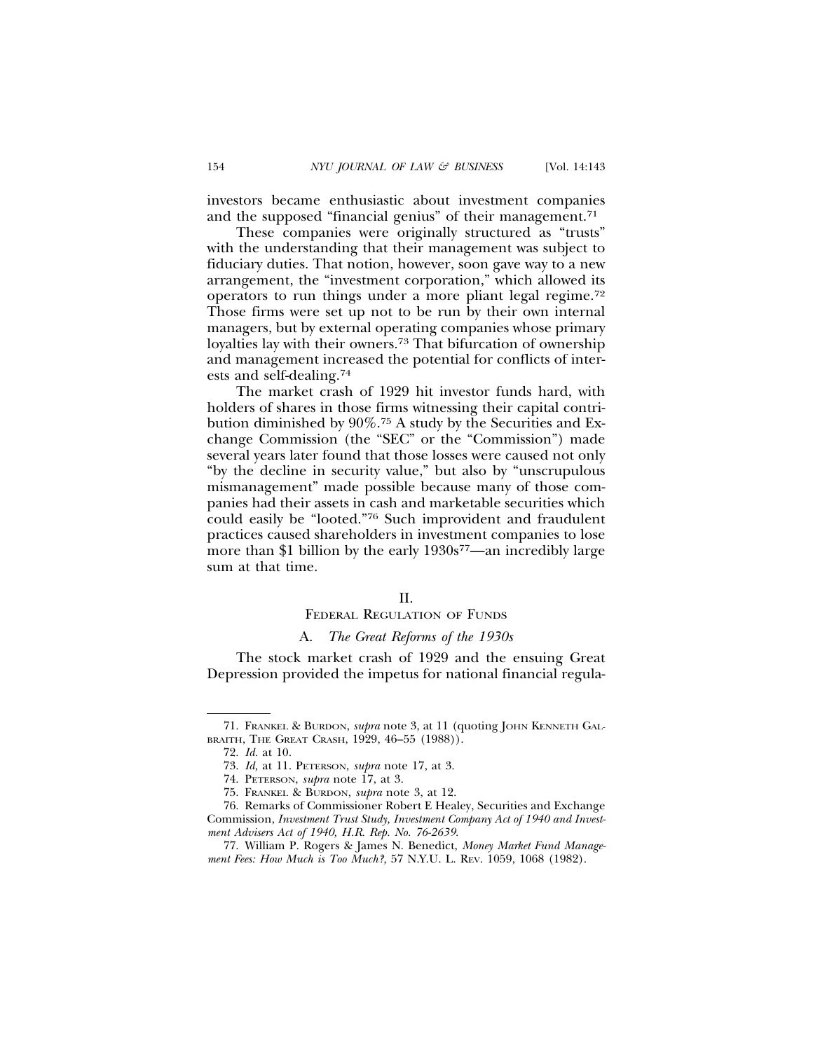investors became enthusiastic about investment companies and the supposed "financial genius" of their management.[71]

These companies were originally structured as "trusts" with the understanding that their management was subject to fiduciary duties. That notion, however, soon gave way to a new arrangement, the "investment corporation," which allowed its operators to run things under a more pliant legal regime.[72] Those firms were set up not to be run by their own internal managers, but by external operating companies whose primary loyalties lay with their owners.[73] That bifurcation of ownership and management increased the potential for conflicts of interests and self-dealing.[74]

The market crash of 1929 hit investor funds hard, with holders of shares in those firms witnessing their capital contribution diminished by 90%.[75] A study by the Securities and Exchange Commission (the "SEC" or the "Commission") made several years later found that those losses were caused not only "by the decline in security value," but also by "unscrupulous mismanagement" made possible because many of those companies had their assets in cash and marketable securities which could easily be "looted."[76] Such improvident and fraudulent practices caused shareholders in investment companies to lose more than $1 billion by the early 1930s[77]—an incredibly large sum at that time.

## II.
## FEDERAL REGULATION OF FUNDS

### A. *The Great Reforms of the 1930s*

The stock market crash of 1929 and the ensuing Great Depression provided the impetus for national financial regula-

---

71. FRANKEL & BURDON, *supra* note 3, at 11 (quoting JOHN KENNETH GALBRAITH, THE GREAT CRASH, 1929, 46–55 (1988)).

72. *Id.* at 10.

73. *Id,* at 11. PETERSON, *supra* note 17, at 3.

74. PETERSON, *supra* note 17, at 3.

75. FRANKEL & BURDON, *supra* note 3, at 12.

76. Remarks of Commissioner Robert E Healey, Securities and Exchange Commission, *Investment Trust Study, Investment Company Act of 1940 and Investment Advisers Act of 1940, H.R. Rep. No. 76-2639.*

77. William P. Rogers & James N. Benedict, *Money Market Fund Management Fees: How Much is Too Much?,* 57 N.Y.U. L. REV. 1059, 1068 (1982).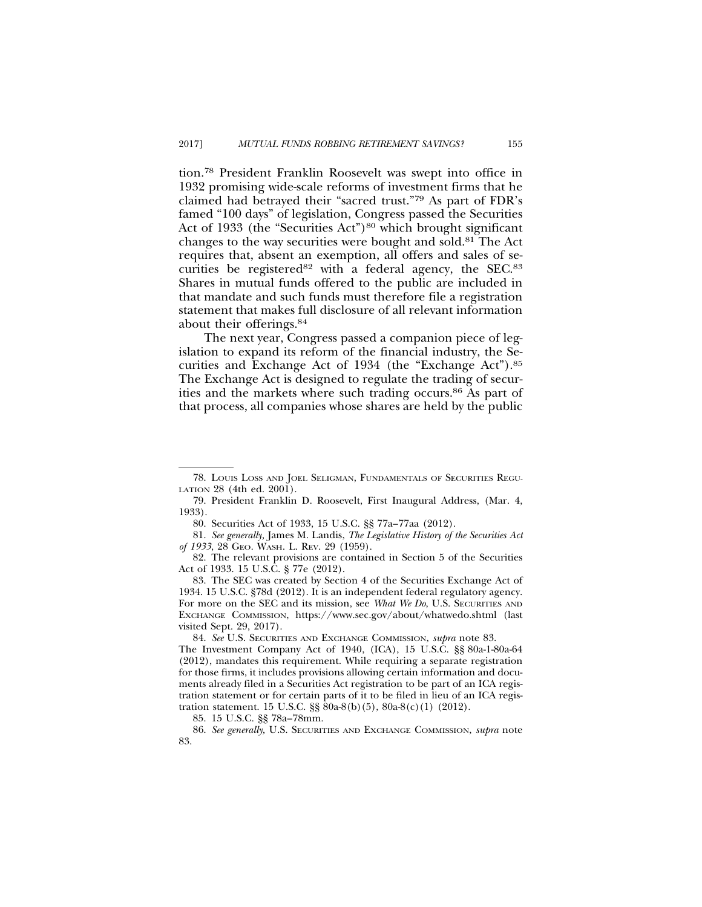tion.[78] President Franklin Roosevelt was swept into office in 1932 promising wide-scale reforms of investment firms that he claimed had betrayed their "sacred trust."[79] As part of FDR's famed "100 days" of legislation, Congress passed the Securities Act of 1933 (the "Securities Act")[80] which brought significant changes to the way securities were bought and sold.[81] The Act requires that, absent an exemption, all offers and sales of securities be registered[82] with a federal agency, the SEC.[83] Shares in mutual funds offered to the public are included in that mandate and such funds must therefore file a registration statement that makes full disclosure of all relevant information about their offerings.[84]

The next year, Congress passed a companion piece of legislation to expand its reform of the financial industry, the Securities and Exchange Act of 1934 (the "Exchange Act").[85] The Exchange Act is designed to regulate the trading of securities and the markets where such trading occurs.[86] As part of that process, all companies whose shares are held by the public

---

78. Louis Loss and Joel Seligman, Fundamentals of Securities Regulation 28 (4th ed. 2001).

79. President Franklin D. Roosevelt, First Inaugural Address, (Mar. 4, 1933).

80. Securities Act of 1933, 15 U.S.C. §§ 77a–77aa (2012).

81. *See generally,* James M. Landis, *The Legislative History of the Securities Act of 1933*, 28 Geo. Wash. L. Rev. 29 (1959).

82. The relevant provisions are contained in Section 5 of the Securities Act of 1933. 15 U.S.C. § 77e (2012).

83. The SEC was created by Section 4 of the Securities Exchange Act of 1934. 15 U.S.C. §78d (2012). It is an independent federal regulatory agency. For more on the SEC and its mission, see *What We Do*, U.S. Securities and Exchange Commission, https://www.sec.gov/about/whatwedo.shtml (last visited Sept. 29, 2017).

84. *See* U.S. Securities and Exchange Commission, *supra* note 83. The Investment Company Act of 1940, (ICA), 15 U.S.C. §§ 80a-1-80a-64 (2012), mandates this requirement. While requiring a separate registration for those firms, it includes provisions allowing certain information and documents already filed in a Securities Act registration to be part of an ICA registration statement or for certain parts of it to be filed in lieu of an ICA registration statement. 15 U.S.C. §§ 80a-8(b)(5), 80a-8(c)(1) (2012).

85. 15 U.S.C. §§ 78a–78mm.

86. *See generally,* U.S. Securities and Exchange Commission, *supra* note 83.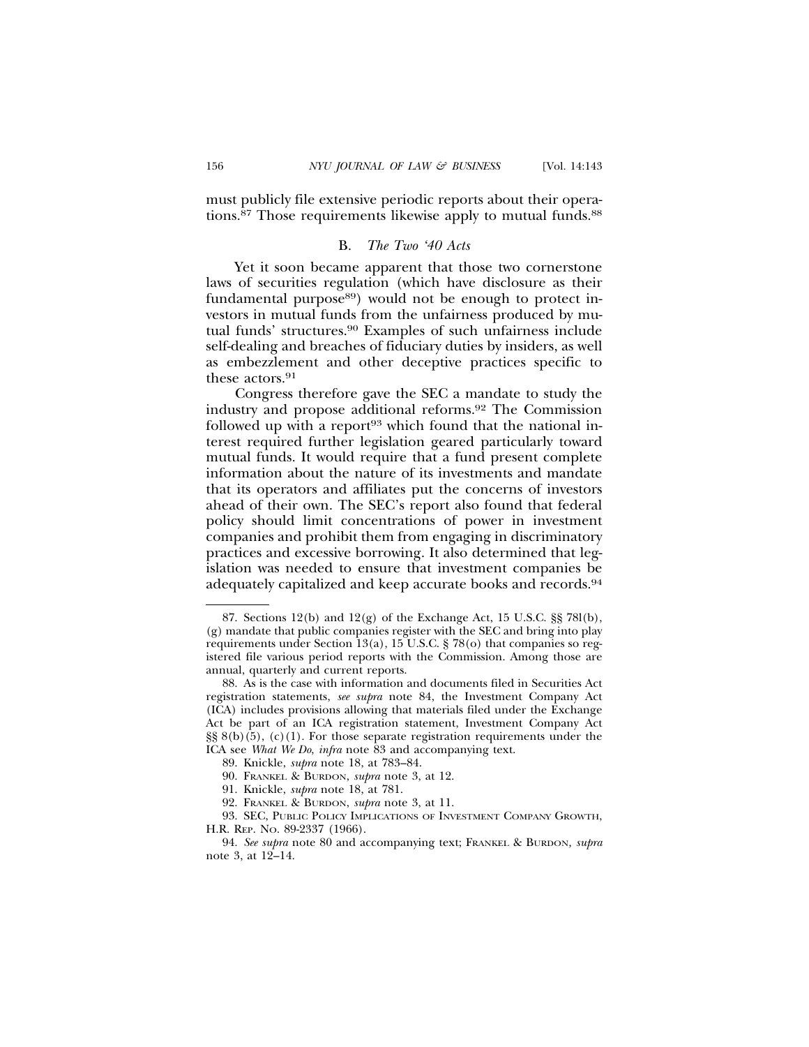must publicly file extensive periodic reports about their operations.[87] Those requirements likewise apply to mutual funds.[88]

### B. *The Two '40 Acts*

Yet it soon became apparent that those two cornerstone laws of securities regulation (which have disclosure as their fundamental purpose[89]) would not be enough to protect investors in mutual funds from the unfairness produced by mutual funds' structures.[90] Examples of such unfairness include self-dealing and breaches of fiduciary duties by insiders, as well as embezzlement and other deceptive practices specific to these actors.[91]

Congress therefore gave the SEC a mandate to study the industry and propose additional reforms.[92] The Commission followed up with a report[93] which found that the national interest required further legislation geared particularly toward mutual funds. It would require that a fund present complete information about the nature of its investments and mandate that its operators and affiliates put the concerns of investors ahead of their own. The SEC's report also found that federal policy should limit concentrations of power in investment companies and prohibit them from engaging in discriminatory practices and excessive borrowing. It also determined that legislation was needed to ensure that investment companies be adequately capitalized and keep accurate books and records.[94]

---

87. Sections 12(b) and 12(g) of the Exchange Act, 15 U.S.C. §§ 78l(b), (g) mandate that public companies register with the SEC and bring into play requirements under Section 13(a), 15 U.S.C. § 78(o) that companies so registered file various period reports with the Commission. Among those are annual, quarterly and current reports.

88. As is the case with information and documents filed in Securities Act registration statements, *see supra* note 84, the Investment Company Act (ICA) includes provisions allowing that materials filed under the Exchange Act be part of an ICA registration statement, Investment Company Act §§ 8(b)(5), (c)(1). For those separate registration requirements under the ICA see *What We Do*, *infra* note 83 and accompanying text.

89. Knickle, *supra* note 18, at 783–84.

90. FRANKEL & BURDON, *supra* note 3, at 12.

91. Knickle, *supra* note 18, at 781.

92. FRANKEL & BURDON, *supra* note 3, at 11.

93. SEC, PUBLIC POLICY IMPLICATIONS OF INVESTMENT COMPANY GROWTH, H.R. REP. NO. 89-2337 (1966).

94. *See supra* note 80 and accompanying text; FRANKEL & BURDON, *supra* note 3, at 12–14.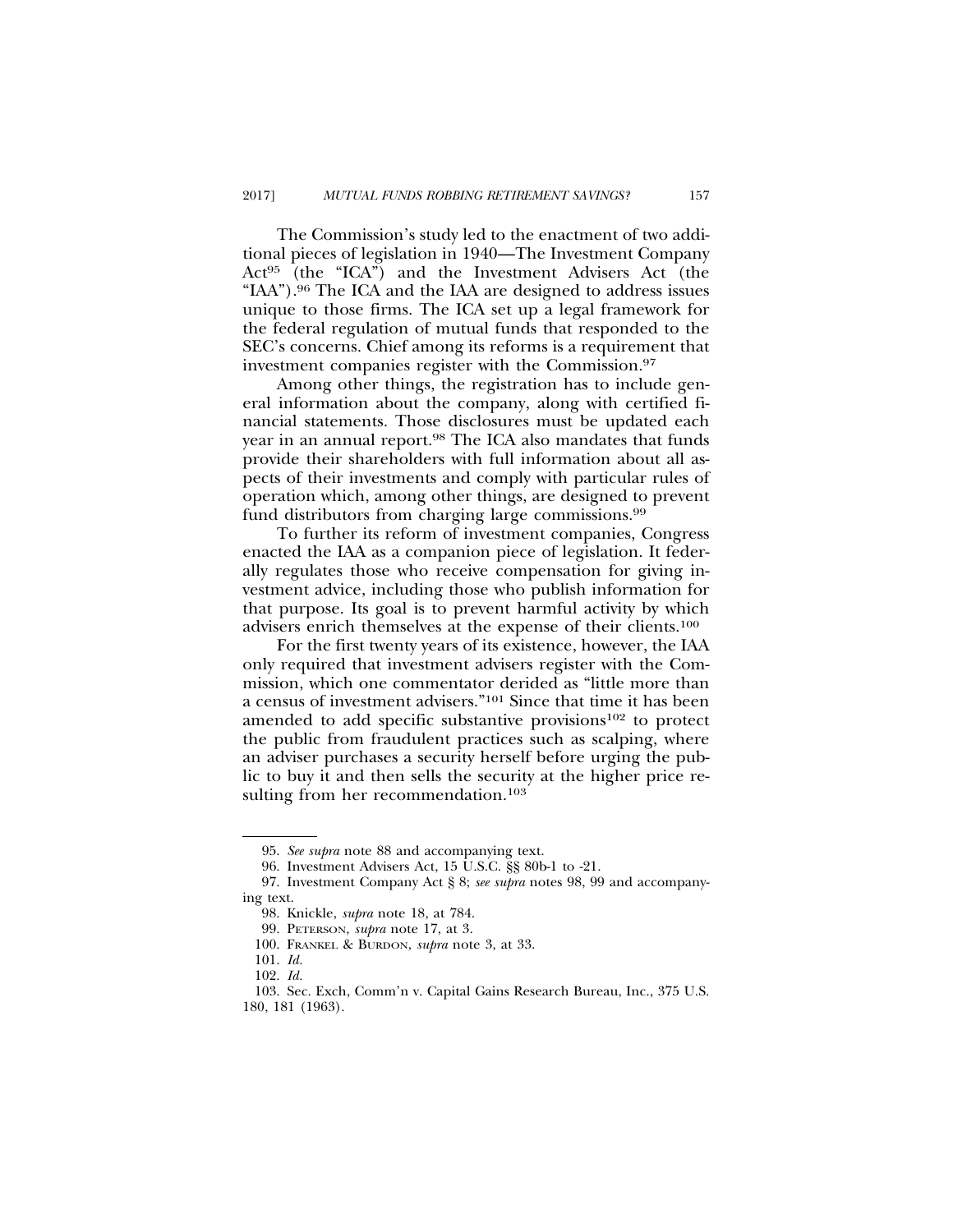The Commission's study led to the enactment of two additional pieces of legislation in 1940—The Investment Company Act[95] (the "ICA") and the Investment Advisers Act (the "IAA").[96] The ICA and the IAA are designed to address issues unique to those firms. The ICA set up a legal framework for the federal regulation of mutual funds that responded to the SEC's concerns. Chief among its reforms is a requirement that investment companies register with the Commission.[97]

Among other things, the registration has to include general information about the company, along with certified financial statements. Those disclosures must be updated each year in an annual report.[98] The ICA also mandates that funds provide their shareholders with full information about all aspects of their investments and comply with particular rules of operation which, among other things, are designed to prevent fund distributors from charging large commissions.[99]

To further its reform of investment companies, Congress enacted the IAA as a companion piece of legislation. It federally regulates those who receive compensation for giving investment advice, including those who publish information for that purpose. Its goal is to prevent harmful activity by which advisers enrich themselves at the expense of their clients.[100]

For the first twenty years of its existence, however, the IAA only required that investment advisers register with the Commission, which one commentator derided as "little more than a census of investment advisers."[101] Since that time it has been amended to add specific substantive provisions[102] to protect the public from fraudulent practices such as scalping, where an adviser purchases a security herself before urging the public to buy it and then sells the security at the higher price resulting from her recommendation.[103]

95. *See supra* note 88 and accompanying text.

96. Investment Advisers Act, 15 U.S.C. §§ 80b-1 to -21.

97. Investment Company Act § 8; *see supra* notes 98, 99 and accompanying text.

98. Knickle, *supra* note 18, at 784.

99. PETERSON, *supra* note 17, at 3.

100. FRANKEL & BURDON, *supra* note 3, at 33.

101. *Id.*

102. *Id.*

103. Sec. Exch, Comm'n v. Capital Gains Research Bureau, Inc., 375 U.S. 180, 181 (1963).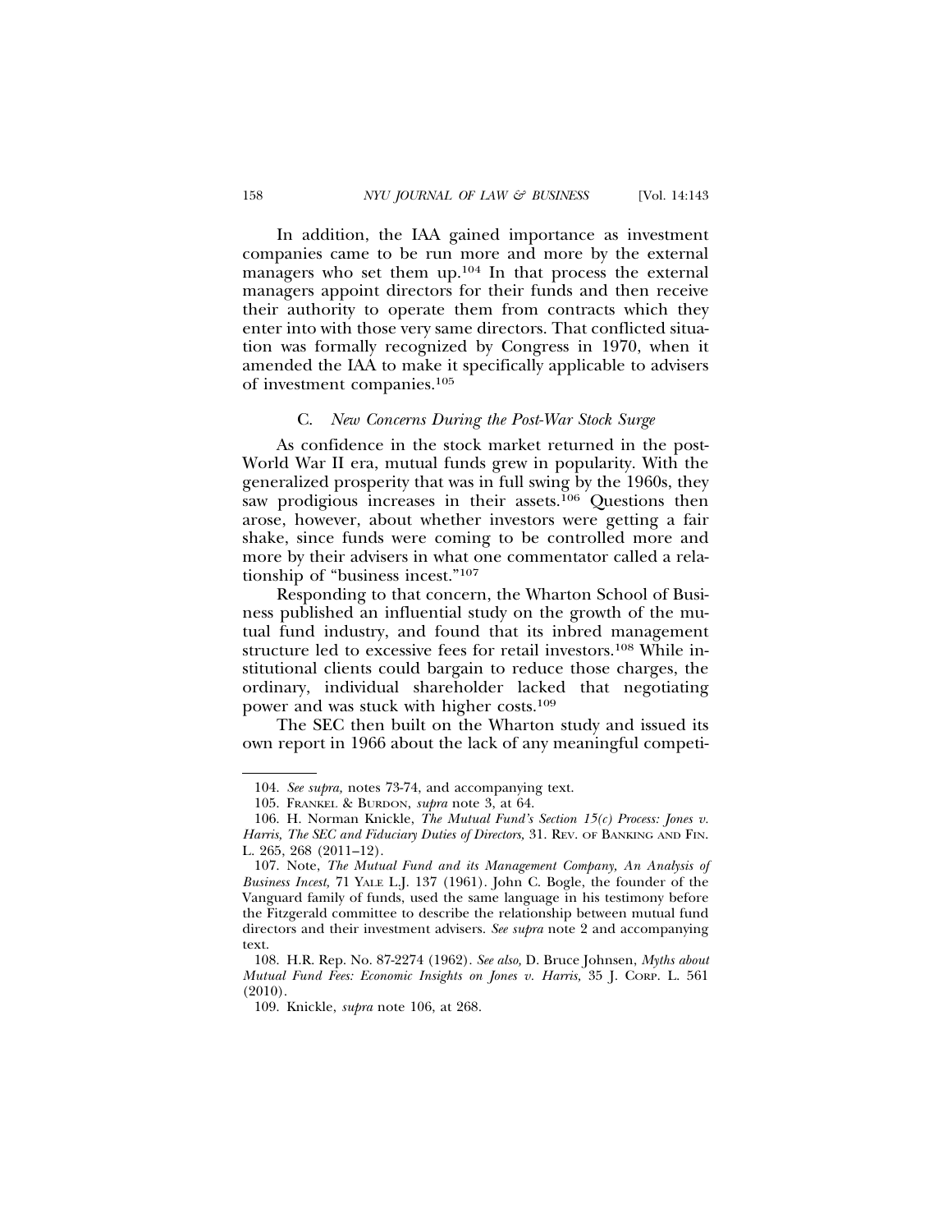In addition, the IAA gained importance as investment companies came to be run more and more by the external managers who set them up.[104] In that process the external managers appoint directors for their funds and then receive their authority to operate them from contracts which they enter into with those very same directors. That conflicted situation was formally recognized by Congress in 1970, when it amended the IAA to make it specifically applicable to advisers of investment companies.[105]

### C. *New Concerns During the Post-War Stock Surge*

As confidence in the stock market returned in the post-World War II era, mutual funds grew in popularity. With the generalized prosperity that was in full swing by the 1960s, they saw prodigious increases in their assets.[106] Questions then arose, however, about whether investors were getting a fair shake, since funds were coming to be controlled more and more by their advisers in what one commentator called a relationship of "business incest."[107]

Responding to that concern, the Wharton School of Business published an influential study on the growth of the mutual fund industry, and found that its inbred management structure led to excessive fees for retail investors.[108] While institutional clients could bargain to reduce those charges, the ordinary, individual shareholder lacked that negotiating power and was stuck with higher costs.[109]

The SEC then built on the Wharton study and issued its own report in 1966 about the lack of any meaningful competi-

---

104. *See supra,* notes 73-74, and accompanying text.

105. FRANKEL & BURDON, *supra* note 3, at 64.

106. H. Norman Knickle, *The Mutual Fund's Section 15(c) Process: Jones v. Harris, The SEC and Fiduciary Duties of Directors,* 31. REV. OF BANKING AND FIN. L. 265, 268 (2011–12).

107. Note, *The Mutual Fund and its Management Company, An Analysis of Business Incest,* 71 YALE L.J. 137 (1961). John C. Bogle, the founder of the Vanguard family of funds, used the same language in his testimony before the Fitzgerald committee to describe the relationship between mutual fund directors and their investment advisers. *See supra* note 2 and accompanying text.

108. H.R. Rep. No. 87-2274 (1962). *See also,* D. Bruce Johnsen, *Myths about Mutual Fund Fees: Economic Insights on Jones v. Harris,* 35 J. CORP. L. 561 (2010).

109. Knickle, *supra* note 106, at 268.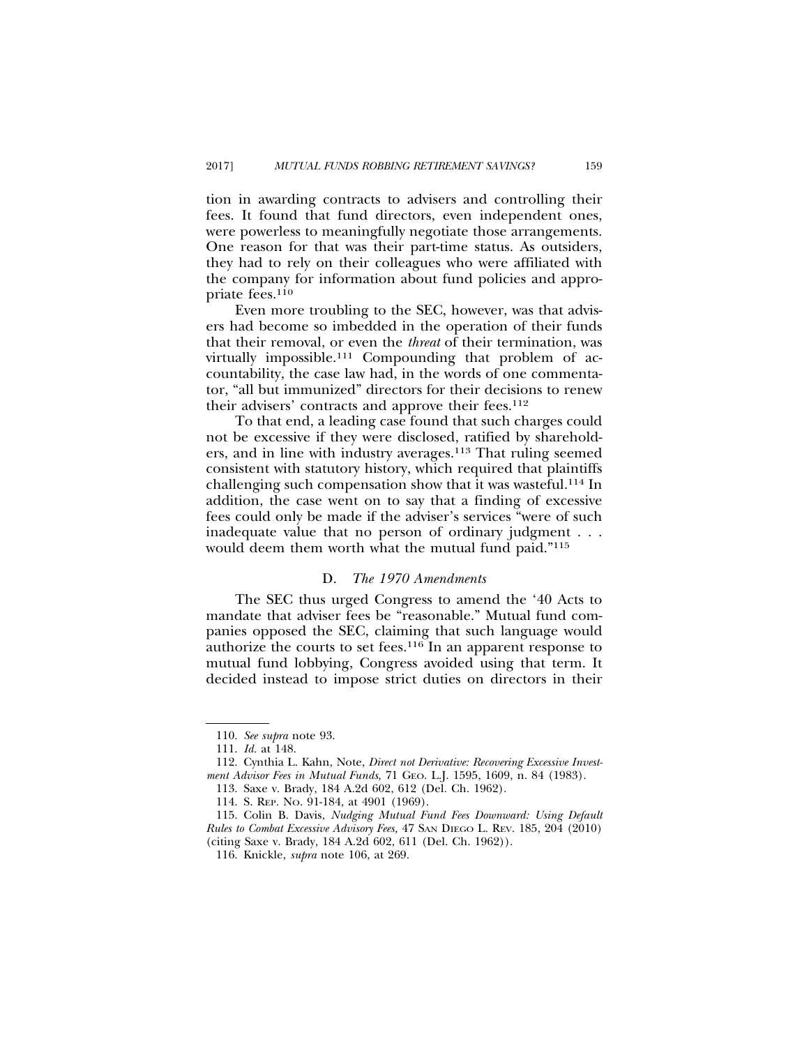tion in awarding contracts to advisers and controlling their fees. It found that fund directors, even independent ones, were powerless to meaningfully negotiate those arrangements. One reason for that was their part-time status. As outsiders, they had to rely on their colleagues who were affiliated with the company for information about fund policies and appropriate fees.[110]

Even more troubling to the SEC, however, was that advisers had become so imbedded in the operation of their funds that their removal, or even the *threat* of their termination, was virtually impossible.[111] Compounding that problem of accountability, the case law had, in the words of one commentator, "all but immunized" directors for their decisions to renew their advisers' contracts and approve their fees.[112]

To that end, a leading case found that such charges could not be excessive if they were disclosed, ratified by shareholders, and in line with industry averages.[113] That ruling seemed consistent with statutory history, which required that plaintiffs challenging such compensation show that it was wasteful.[114] In addition, the case went on to say that a finding of excessive fees could only be made if the adviser's services "were of such inadequate value that no person of ordinary judgment . . . would deem them worth what the mutual fund paid."[115]

### D. *The 1970 Amendments*

The SEC thus urged Congress to amend the '40 Acts to mandate that adviser fees be "reasonable." Mutual fund companies opposed the SEC, claiming that such language would authorize the courts to set fees.[116] In an apparent response to mutual fund lobbying, Congress avoided using that term. It decided instead to impose strict duties on directors in their

---

110. *See supra* note 93.

111. *Id.* at 148.

112. Cynthia L. Kahn, Note, *Direct not Derivative: Recovering Excessive Investment Advisor Fees in Mutual Funds,* 71 GEO. L.J. 1595, 1609, n. 84 (1983).

113. Saxe v. Brady, 184 A.2d 602, 612 (Del. Ch. 1962).

114. S. REP. NO. 91-184, at 4901 (1969).

115. Colin B. Davis, *Nudging Mutual Fund Fees Downward: Using Default Rules to Combat Excessive Advisory Fees,* 47 SAN DIEGO L. REV. 185, 204 (2010) (citing Saxe v. Brady, 184 A.2d 602, 611 (Del. Ch. 1962)).

116. Knickle, *supra* note 106, at 269.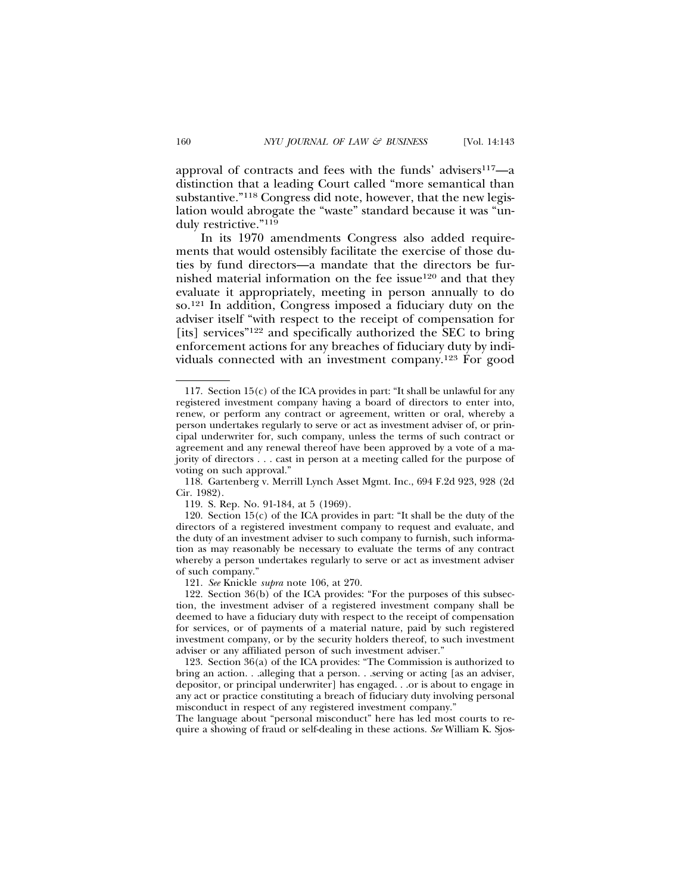approval of contracts and fees with the funds' advisers[117]—a distinction that a leading Court called "more semantical than substantive."[118] Congress did note, however, that the new legislation would abrogate the "waste" standard because it was "unduly restrictive."[119]

In its 1970 amendments Congress also added requirements that would ostensibly facilitate the exercise of those duties by fund directors—a mandate that the directors be furnished material information on the fee issue[120] and that they evaluate it appropriately, meeting in person annually to do so.[121] In addition, Congress imposed a fiduciary duty on the adviser itself "with respect to the receipt of compensation for [its] services"[122] and specifically authorized the SEC to bring enforcement actions for any breaches of fiduciary duty by individuals connected with an investment company.[123] For good

---

117. Section 15(c) of the ICA provides in part: "It shall be unlawful for any registered investment company having a board of directors to enter into, renew, or perform any contract or agreement, written or oral, whereby a person undertakes regularly to serve or act as investment adviser of, or principal underwriter for, such company, unless the terms of such contract or agreement and any renewal thereof have been approved by a vote of a majority of directors . . . cast in person at a meeting called for the purpose of voting on such approval."

118. Gartenberg v. Merrill Lynch Asset Mgmt. Inc., 694 F.2d 923, 928 (2d Cir. 1982).

119. S. Rep. No. 91-184, at 5 (1969).

120. Section 15(c) of the ICA provides in part: "It shall be the duty of the directors of a registered investment company to request and evaluate, and the duty of an investment adviser to such company to furnish, such information as may reasonably be necessary to evaluate the terms of any contract whereby a person undertakes regularly to serve or act as investment adviser of such company."

121. *See* Knickle *supra* note 106, at 270.

122. Section 36(b) of the ICA provides: "For the purposes of this subsection, the investment adviser of a registered investment company shall be deemed to have a fiduciary duty with respect to the receipt of compensation for services, or of payments of a material nature, paid by such registered investment company, or by the security holders thereof, to such investment adviser or any affiliated person of such investment adviser."

123. Section 36(a) of the ICA provides: "The Commission is authorized to bring an action. . .alleging that a person. . .serving or acting [as an adviser, depositor, or principal underwriter] has engaged. . .or is about to engage in any act or practice constituting a breach of fiduciary duty involving personal misconduct in respect of any registered investment company."

The language about "personal misconduct" here has led most courts to require a showing of fraud or self-dealing in these actions. *See* William K. Sjos-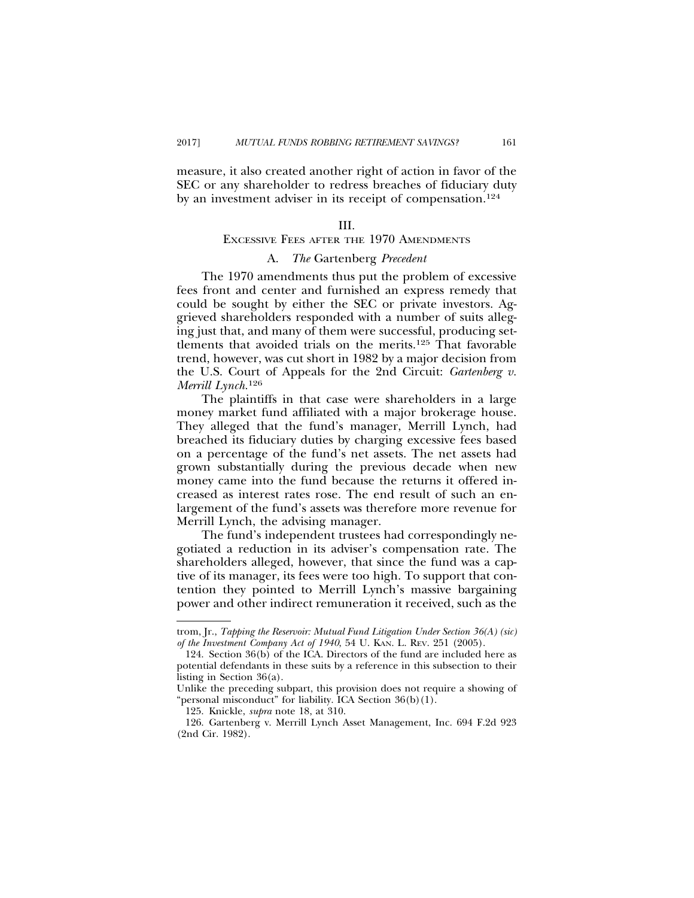measure, it also created another right of action in favor of the SEC or any shareholder to redress breaches of fiduciary duty by an investment adviser in its receipt of compensation.[124]

## III.
## Excessive Fees after the 1970 Amendments

### A. *The* Gartenberg *Precedent*

The 1970 amendments thus put the problem of excessive fees front and center and furnished an express remedy that could be sought by either the SEC or private investors. Aggrieved shareholders responded with a number of suits alleging just that, and many of them were successful, producing settlements that avoided trials on the merits.[125] That favorable trend, however, was cut short in 1982 by a major decision from the U.S. Court of Appeals for the 2nd Circuit: *Gartenberg v. Merrill Lynch*.[126]

The plaintiffs in that case were shareholders in a large money market fund affiliated with a major brokerage house. They alleged that the fund's manager, Merrill Lynch, had breached its fiduciary duties by charging excessive fees based on a percentage of the fund's net assets. The net assets had grown substantially during the previous decade when new money came into the fund because the returns it offered increased as interest rates rose. The end result of such an enlargement of the fund's assets was therefore more revenue for Merrill Lynch, the advising manager.

The fund's independent trustees had correspondingly negotiated a reduction in its adviser's compensation rate. The shareholders alleged, however, that since the fund was a captive of its manager, its fees were too high. To support that contention they pointed to Merrill Lynch's massive bargaining power and other indirect remuneration it received, such as the

---

trom, Jr., *Tapping the Reservoir: Mutual Fund Litigation Under Section 36(A) (sic) of the Investment Company Act of 1940*, 54 U. Kan. L. Rev. 251 (2005).

124. Section 36(b) of the ICA. Directors of the fund are included here as potential defendants in these suits by a reference in this subsection to their listing in Section 36(a).

Unlike the preceding subpart, this provision does not require a showing of "personal misconduct" for liability. ICA Section 36(b)(1).

125. Knickle, *supra* note 18, at 310.

126. Gartenberg v. Merrill Lynch Asset Management, Inc. 694 F.2d 923 (2nd Cir. 1982).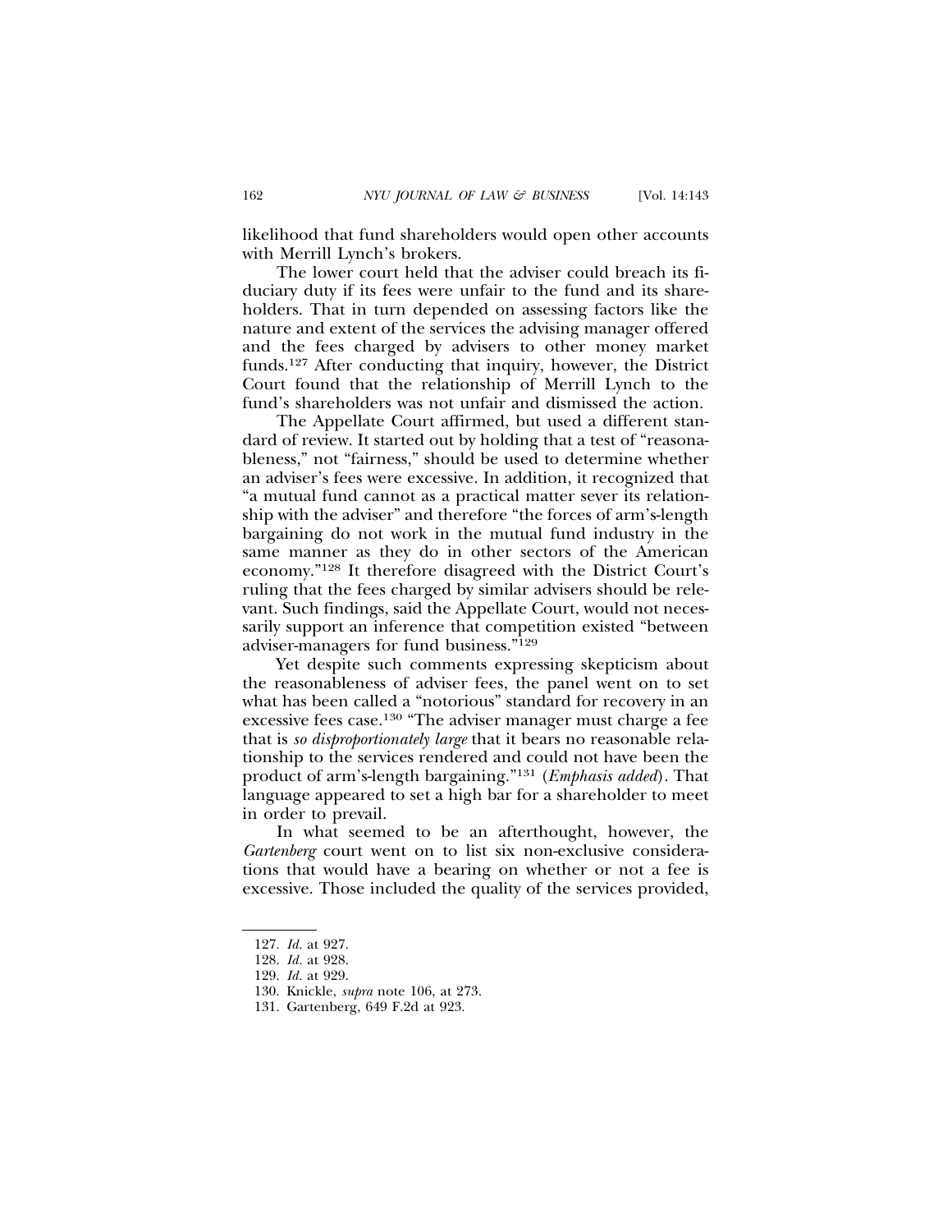likelihood that fund shareholders would open other accounts with Merrill Lynch's brokers.

The lower court held that the adviser could breach its fiduciary duty if its fees were unfair to the fund and its shareholders. That in turn depended on assessing factors like the nature and extent of the services the advising manager offered and the fees charged by advisers to other money market funds.[127] After conducting that inquiry, however, the District Court found that the relationship of Merrill Lynch to the fund's shareholders was not unfair and dismissed the action.

The Appellate Court affirmed, but used a different standard of review. It started out by holding that a test of "reasonableness," not "fairness," should be used to determine whether an adviser's fees were excessive. In addition, it recognized that "a mutual fund cannot as a practical matter sever its relationship with the adviser" and therefore "the forces of arm's-length bargaining do not work in the mutual fund industry in the same manner as they do in other sectors of the American economy."[128] It therefore disagreed with the District Court's ruling that the fees charged by similar advisers should be relevant. Such findings, said the Appellate Court, would not necessarily support an inference that competition existed "between adviser-managers for fund business."[129]

Yet despite such comments expressing skepticism about the reasonableness of adviser fees, the panel went on to set what has been called a "notorious" standard for recovery in an excessive fees case.[130] "The adviser manager must charge a fee that is *so disproportionately large* that it bears no reasonable relationship to the services rendered and could not have been the product of arm's-length bargaining."[131] (*Emphasis added*). That language appeared to set a high bar for a shareholder to meet in order to prevail.

In what seemed to be an afterthought, however, the *Gartenberg* court went on to list six non-exclusive considerations that would have a bearing on whether or not a fee is excessive. Those included the quality of the services provided,

---

127. *Id.* at 927.

128. *Id.* at 928.

129. *Id.* at 929.

130. Knickle, *supra* note 106, at 273.

131. Gartenberg, 649 F.2d at 923.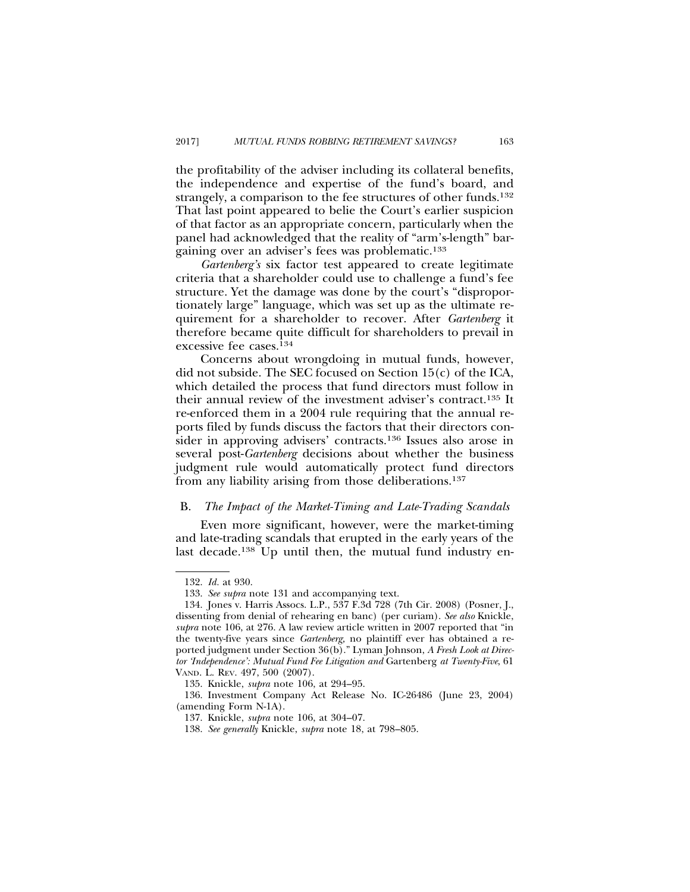the profitability of the adviser including its collateral benefits, the independence and expertise of the fund's board, and strangely, a comparison to the fee structures of other funds.[132] That last point appeared to belie the Court's earlier suspicion of that factor as an appropriate concern, particularly when the panel had acknowledged that the reality of "arm's-length" bargaining over an adviser's fees was problematic.[133]

*Gartenberg's* six factor test appeared to create legitimate criteria that a shareholder could use to challenge a fund's fee structure. Yet the damage was done by the court's "disproportionately large" language, which was set up as the ultimate requirement for a shareholder to recover. After *Gartenberg* it therefore became quite difficult for shareholders to prevail in excessive fee cases.[134]

Concerns about wrongdoing in mutual funds, however, did not subside. The SEC focused on Section 15(c) of the ICA, which detailed the process that fund directors must follow in their annual review of the investment adviser's contract.[135] It re-enforced them in a 2004 rule requiring that the annual reports filed by funds discuss the factors that their directors consider in approving advisers' contracts.[136] Issues also arose in several post-*Gartenberg* decisions about whether the business judgment rule would automatically protect fund directors from any liability arising from those deliberations.[137]

### B. *The Impact of the Market-Timing and Late-Trading Scandals*

Even more significant, however, were the market-timing and late-trading scandals that erupted in the early years of the last decade.[138] Up until then, the mutual fund industry en-

---

132. *Id.* at 930.

133. *See supra* note 131 and accompanying text.

134. Jones v. Harris Assocs. L.P., 537 F.3d 728 (7th Cir. 2008) (Posner, J., dissenting from denial of rehearing en banc) (per curiam). *See also* Knickle, *supra* note 106, at 276. A law review article written in 2007 reported that "in the twenty-five years since *Gartenberg*, no plaintiff ever has obtained a reported judgment under Section 36(b)." Lyman Johnson, *A Fresh Look at Director 'Independence': Mutual Fund Fee Litigation and* Gartenberg *at Twenty-Five*, 61 VAND. L. REV. 497, 500 (2007).

135. Knickle, *supra* note 106, at 294–95.

136. Investment Company Act Release No. IC-26486 (June 23, 2004) (amending Form N-1A).

137. Knickle, *supra* note 106, at 304–07.

138. *See generally* Knickle, *supra* note 18, at 798–805.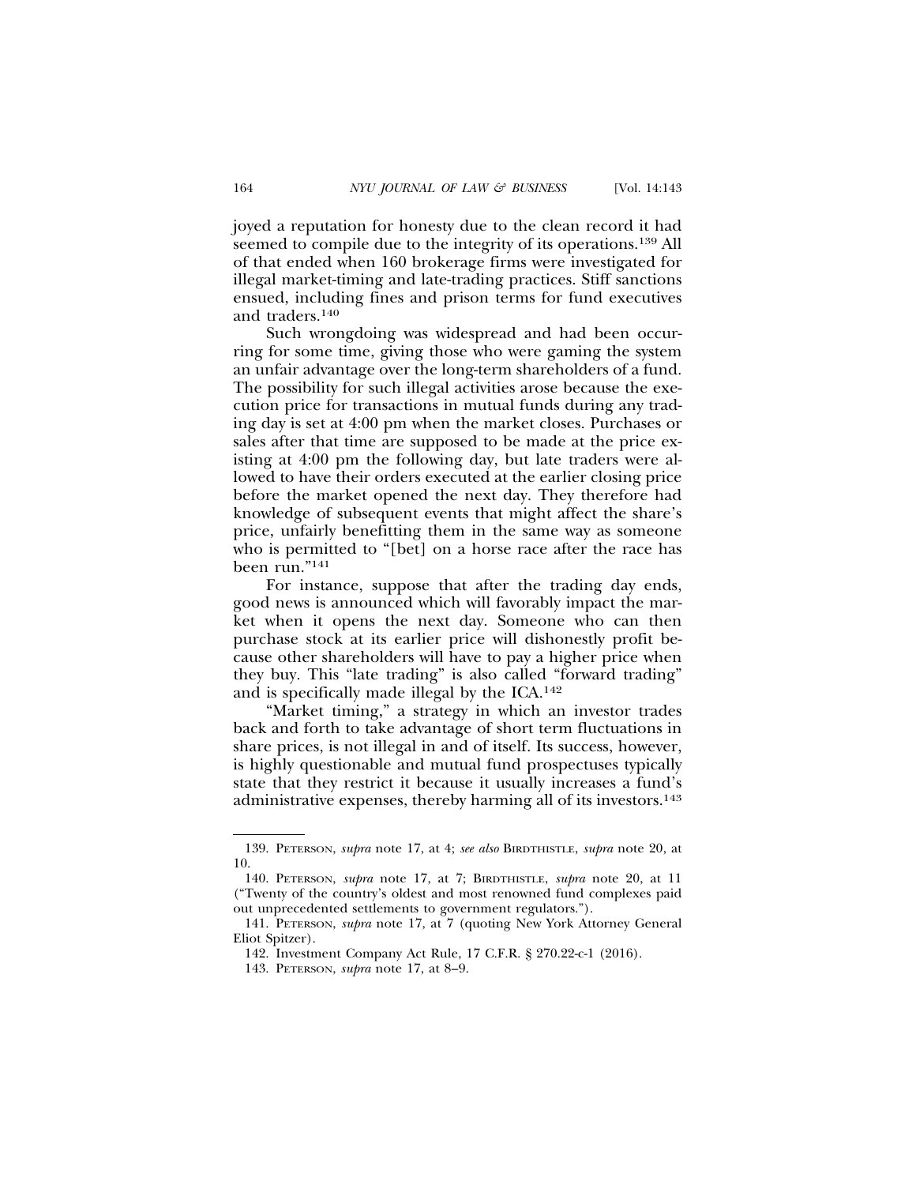joyed a reputation for honesty due to the clean record it had seemed to compile due to the integrity of its operations.[139] All of that ended when 160 brokerage firms were investigated for illegal market-timing and late-trading practices. Stiff sanctions ensued, including fines and prison terms for fund executives and traders.[140]

Such wrongdoing was widespread and had been occurring for some time, giving those who were gaming the system an unfair advantage over the long-term shareholders of a fund. The possibility for such illegal activities arose because the execution price for transactions in mutual funds during any trading day is set at 4:00 pm when the market closes. Purchases or sales after that time are supposed to be made at the price existing at 4:00 pm the following day, but late traders were allowed to have their orders executed at the earlier closing price before the market opened the next day. They therefore had knowledge of subsequent events that might affect the share's price, unfairly benefitting them in the same way as someone who is permitted to "[bet] on a horse race after the race has been run."[141]

For instance, suppose that after the trading day ends, good news is announced which will favorably impact the market when it opens the next day. Someone who can then purchase stock at its earlier price will dishonestly profit because other shareholders will have to pay a higher price when they buy. This "late trading" is also called "forward trading" and is specifically made illegal by the ICA.[142]

"Market timing," a strategy in which an investor trades back and forth to take advantage of short term fluctuations in share prices, is not illegal in and of itself. Its success, however, is highly questionable and mutual fund prospectuses typically state that they restrict it because it usually increases a fund's administrative expenses, thereby harming all of its investors.[143]

---

139. PETERSON, *supra* note 17, at 4; *see also* BIRDTHISTLE, *supra* note 20, at 10.

140. PETERSON, *supra* note 17, at 7; BIRDTHISTLE, *supra* note 20, at 11 ("Twenty of the country's oldest and most renowned fund complexes paid out unprecedented settlements to government regulators.").

141. PETERSON, *supra* note 17, at 7 (quoting New York Attorney General Eliot Spitzer).

142. Investment Company Act Rule, 17 C.F.R. § 270.22-c-1 (2016).

143. PETERSON, *supra* note 17, at 8–9.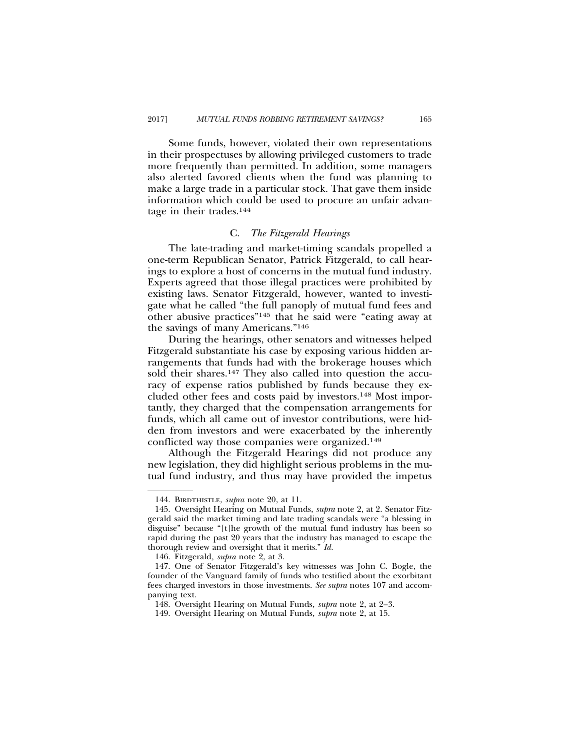Some funds, however, violated their own representations in their prospectuses by allowing privileged customers to trade more frequently than permitted. In addition, some managers also alerted favored clients when the fund was planning to make a large trade in a particular stock. That gave them inside information which could be used to procure an unfair advantage in their trades.[144]

### C. *The Fitzgerald Hearings*

The late-trading and market-timing scandals propelled a one-term Republican Senator, Patrick Fitzgerald, to call hearings to explore a host of concerns in the mutual fund industry. Experts agreed that those illegal practices were prohibited by existing laws. Senator Fitzgerald, however, wanted to investigate what he called "the full panoply of mutual fund fees and other abusive practices"[145] that he said were "eating away at the savings of many Americans."[146]

During the hearings, other senators and witnesses helped Fitzgerald substantiate his case by exposing various hidden arrangements that funds had with the brokerage houses which sold their shares.[147] They also called into question the accuracy of expense ratios published by funds because they excluded other fees and costs paid by investors.[148] Most importantly, they charged that the compensation arrangements for funds, which all came out of investor contributions, were hidden from investors and were exacerbated by the inherently conflicted way those companies were organized.[149]

Although the Fitzgerald Hearings did not produce any new legislation, they did highlight serious problems in the mutual fund industry, and thus may have provided the impetus

---

144. BIRDTHISTLE, *supra* note 20, at 11.

145. Oversight Hearing on Mutual Funds, *supra* note 2, at 2. Senator Fitzgerald said the market timing and late trading scandals were "a blessing in disguise" because "[t]he growth of the mutual fund industry has been so rapid during the past 20 years that the industry has managed to escape the thorough review and oversight that it merits." *Id.*

146. Fitzgerald, *supra* note 2, at 3.

147. One of Senator Fitzgerald's key witnesses was John C. Bogle, the founder of the Vanguard family of funds who testified about the exorbitant fees charged investors in those investments. *See supra* notes 107 and accompanying text.

148. Oversight Hearing on Mutual Funds, *supra* note 2, at 2–3.

149. Oversight Hearing on Mutual Funds, *supra* note 2, at 15.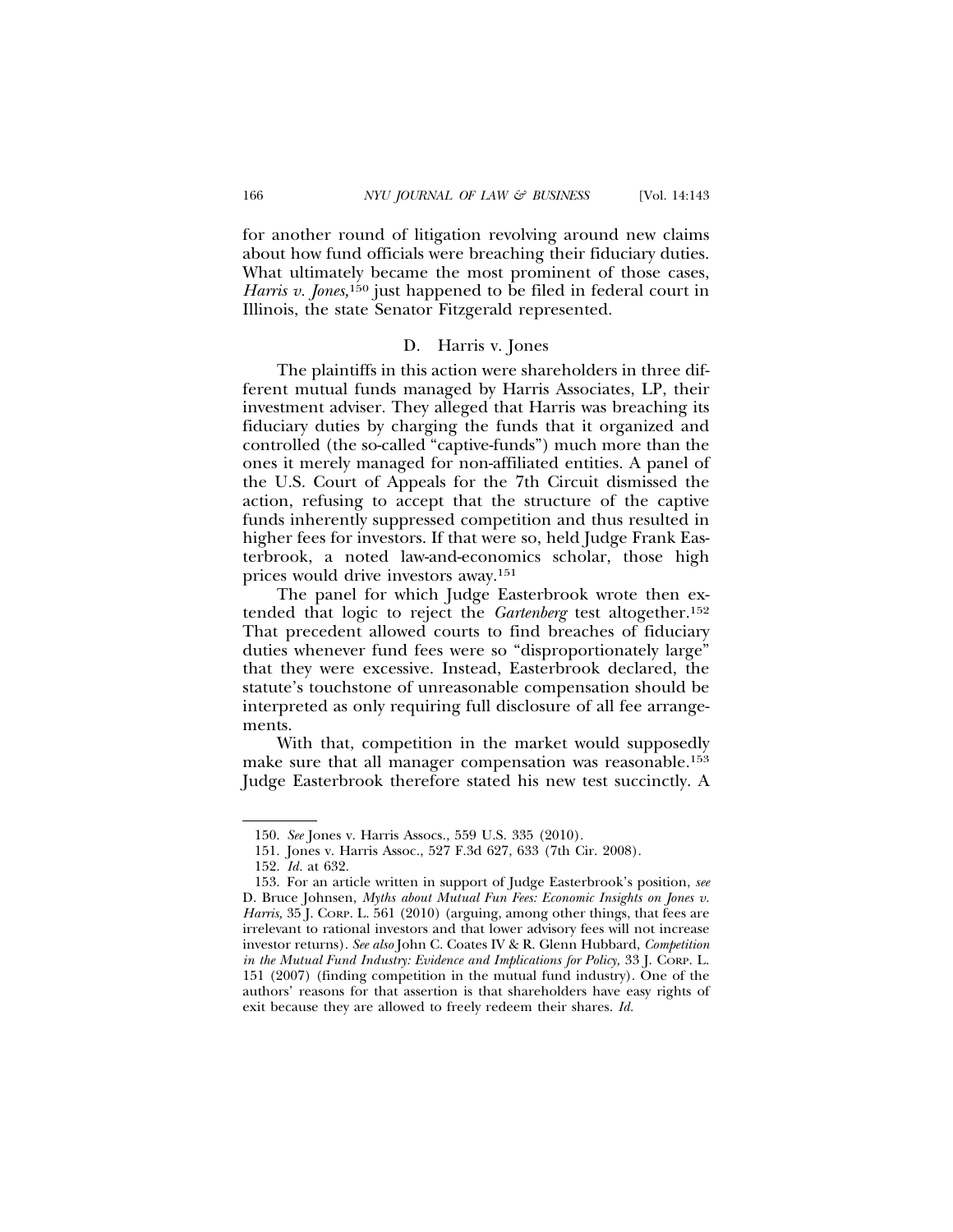for another round of litigation revolving around new claims about how fund officials were breaching their fiduciary duties. What ultimately became the most prominent of those cases, *Harris v. Jones,*[150] just happened to be filed in federal court in Illinois, the state Senator Fitzgerald represented.

### D. Harris v. Jones

The plaintiffs in this action were shareholders in three different mutual funds managed by Harris Associates, LP, their investment adviser. They alleged that Harris was breaching its fiduciary duties by charging the funds that it organized and controlled (the so-called "captive-funds") much more than the ones it merely managed for non-affiliated entities. A panel of the U.S. Court of Appeals for the 7th Circuit dismissed the action, refusing to accept that the structure of the captive funds inherently suppressed competition and thus resulted in higher fees for investors. If that were so, held Judge Frank Easterbrook, a noted law-and-economics scholar, those high prices would drive investors away.[151]

The panel for which Judge Easterbrook wrote then extended that logic to reject the *Gartenberg* test altogether.[152] That precedent allowed courts to find breaches of fiduciary duties whenever fund fees were so "disproportionately large" that they were excessive. Instead, Easterbrook declared, the statute's touchstone of unreasonable compensation should be interpreted as only requiring full disclosure of all fee arrangements.

With that, competition in the market would supposedly make sure that all manager compensation was reasonable.[153] Judge Easterbrook therefore stated his new test succinctly. A

---

150. *See* Jones v. Harris Assocs., 559 U.S. 335 (2010).

151. Jones v. Harris Assoc., 527 F.3d 627, 633 (7th Cir. 2008).

152. *Id.* at 632.

153. For an article written in support of Judge Easterbrook's position, *see* D. Bruce Johnsen, *Myths about Mutual Fun Fees: Economic Insights on Jones v. Harris,* 35 J. Corp. L. 561 (2010) (arguing, among other things, that fees are irrelevant to rational investors and that lower advisory fees will not increase investor returns). *See also* John C. Coates IV & R. Glenn Hubbard, *Competition in the Mutual Fund Industry: Evidence and Implications for Policy,* 33 J. Corp. L. 151 (2007) (finding competition in the mutual fund industry). One of the authors' reasons for that assertion is that shareholders have easy rights of exit because they are allowed to freely redeem their shares. *Id.*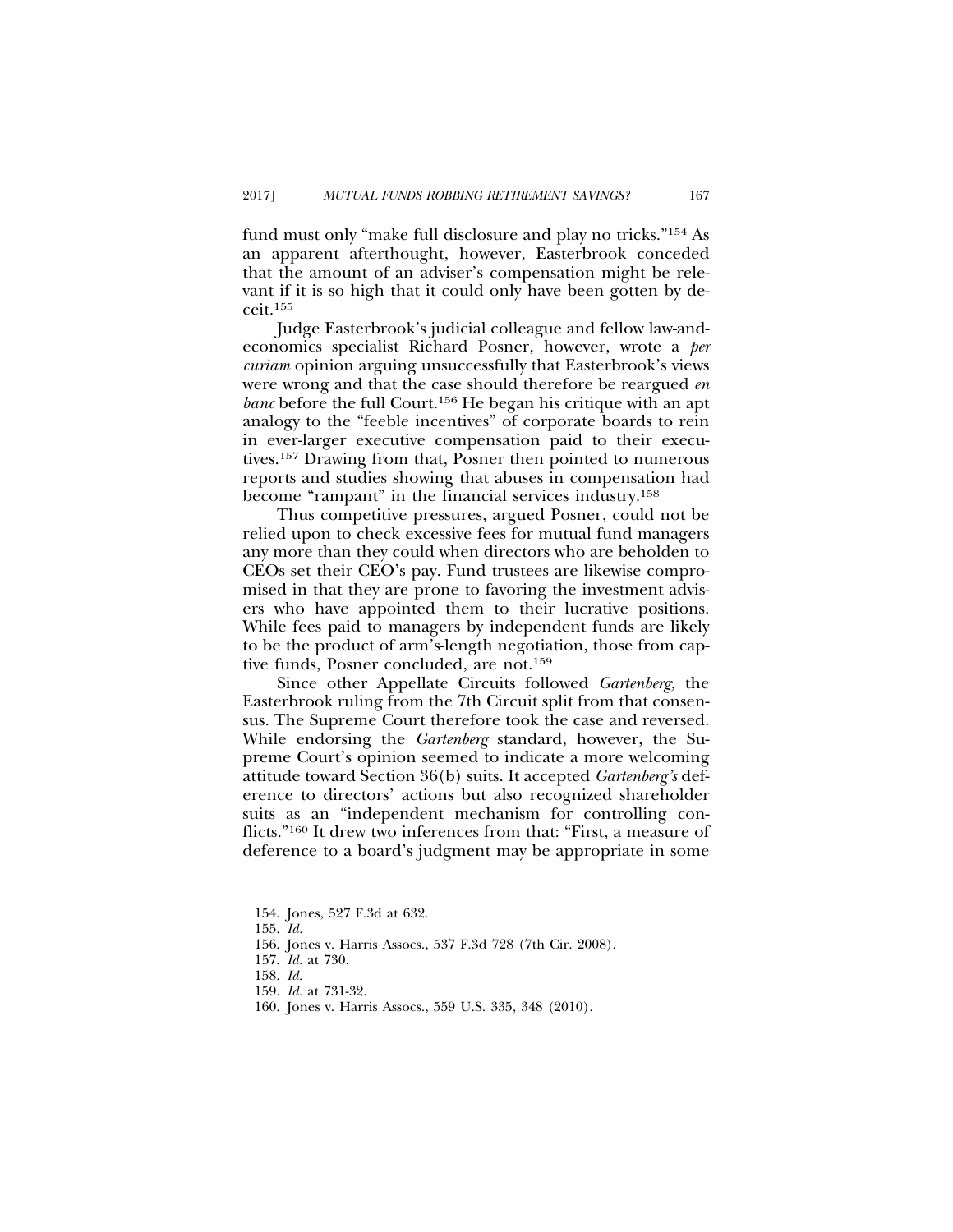fund must only "make full disclosure and play no tricks."[154] As an apparent afterthought, however, Easterbrook conceded that the amount of an adviser's compensation might be relevant if it is so high that it could only have been gotten by deceit.[155]

Judge Easterbrook's judicial colleague and fellow law-and-economics specialist Richard Posner, however, wrote a *per curiam* opinion arguing unsuccessfully that Easterbrook's views were wrong and that the case should therefore be reargued *en banc* before the full Court.[156] He began his critique with an apt analogy to the "feeble incentives" of corporate boards to rein in ever-larger executive compensation paid to their executives.[157] Drawing from that, Posner then pointed to numerous reports and studies showing that abuses in compensation had become "rampant" in the financial services industry.[158]

Thus competitive pressures, argued Posner, could not be relied upon to check excessive fees for mutual fund managers any more than they could when directors who are beholden to CEOs set their CEO's pay. Fund trustees are likewise compromised in that they are prone to favoring the investment advisers who have appointed them to their lucrative positions. While fees paid to managers by independent funds are likely to be the product of arm's-length negotiation, those from captive funds, Posner concluded, are not.[159]

Since other Appellate Circuits followed *Gartenberg*, the Easterbrook ruling from the 7th Circuit split from that consensus. The Supreme Court therefore took the case and reversed. While endorsing the *Gartenberg* standard, however, the Supreme Court's opinion seemed to indicate a more welcoming attitude toward Section 36(b) suits. It accepted *Gartenberg's* deference to directors' actions but also recognized shareholder suits as an "independent mechanism for controlling conflicts."[160] It drew two inferences from that: "First, a measure of deference to a board's judgment may be appropriate in some

154. Jones, 527 F.3d at 632.

155. *Id.*

156. Jones v. Harris Assocs., 537 F.3d 728 (7th Cir. 2008).

157. *Id.* at 730.

158. *Id.*

159. *Id.* at 731-32.

160. Jones v. Harris Assocs., 559 U.S. 335, 348 (2010).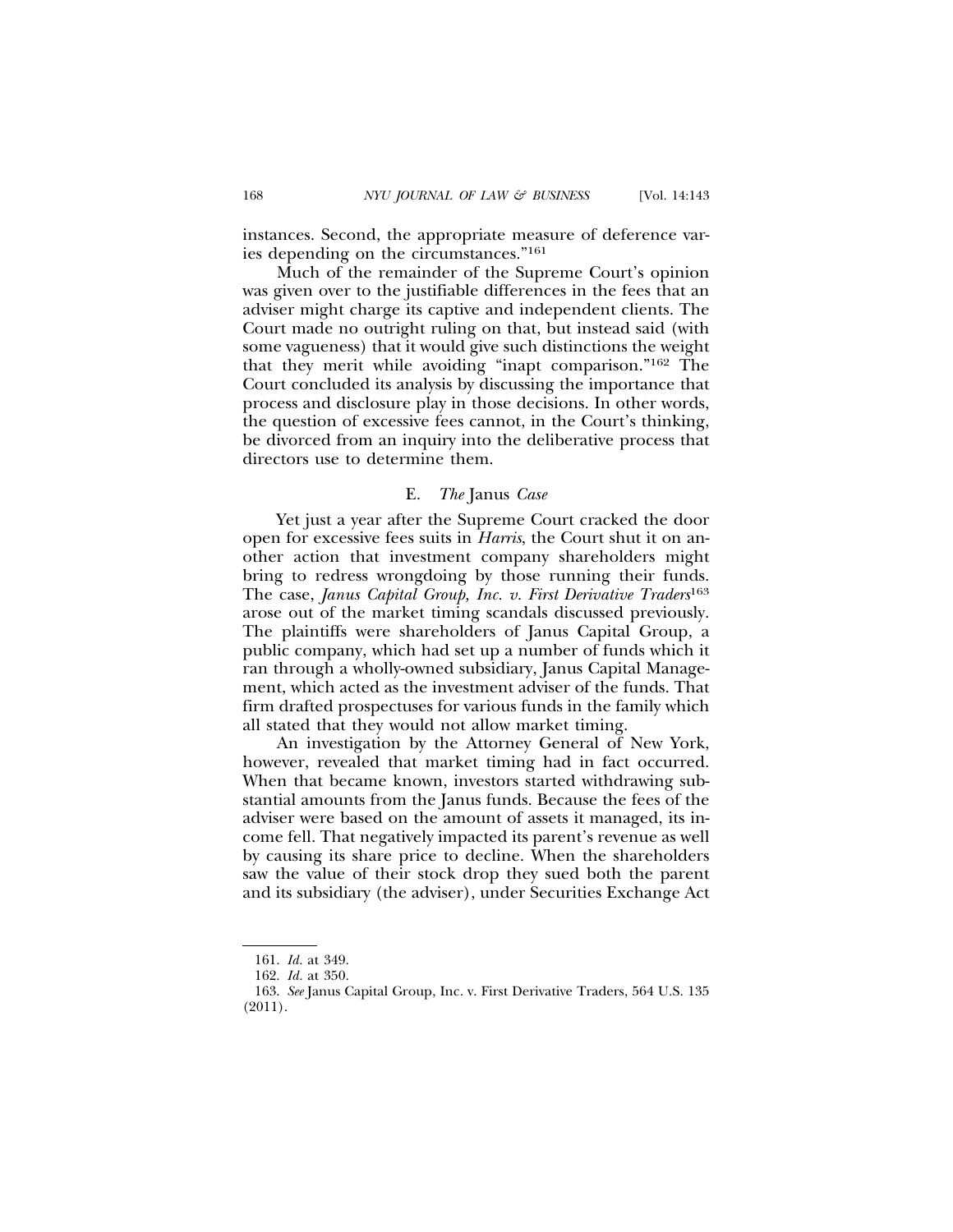instances. Second, the appropriate measure of deference varies depending on the circumstances."[161]

Much of the remainder of the Supreme Court's opinion was given over to the justifiable differences in the fees that an adviser might charge its captive and independent clients. The Court made no outright ruling on that, but instead said (with some vagueness) that it would give such distinctions the weight that they merit while avoiding "inapt comparison."[162] The Court concluded its analysis by discussing the importance that process and disclosure play in those decisions. In other words, the question of excessive fees cannot, in the Court's thinking, be divorced from an inquiry into the deliberative process that directors use to determine them.

### E. *The* Janus *Case*

Yet just a year after the Supreme Court cracked the door open for excessive fees suits in *Harris*, the Court shut it on another action that investment company shareholders might bring to redress wrongdoing by those running their funds. The case, *Janus Capital Group, Inc. v. First Derivative Traders*[163] arose out of the market timing scandals discussed previously. The plaintiffs were shareholders of Janus Capital Group, a public company, which had set up a number of funds which it ran through a wholly-owned subsidiary, Janus Capital Management, which acted as the investment adviser of the funds. That firm drafted prospectuses for various funds in the family which all stated that they would not allow market timing.

An investigation by the Attorney General of New York, however, revealed that market timing had in fact occurred. When that became known, investors started withdrawing substantial amounts from the Janus funds. Because the fees of the adviser were based on the amount of assets it managed, its income fell. That negatively impacted its parent's revenue as well by causing its share price to decline. When the shareholders saw the value of their stock drop they sued both the parent and its subsidiary (the adviser), under Securities Exchange Act

---

161. *Id.* at 349.

162. *Id.* at 350.

163. *See* Janus Capital Group, Inc. v. First Derivative Traders, 564 U.S. 135 (2011).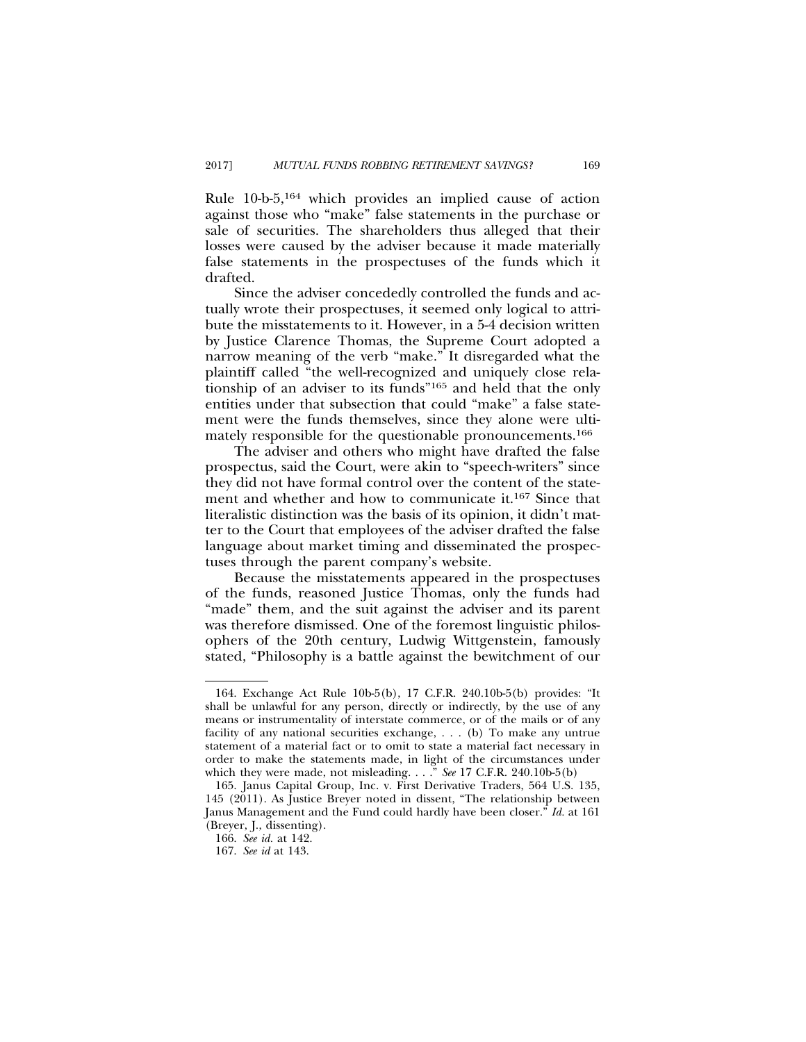Rule 10-b-5,[164] which provides an implied cause of action against those who "make" false statements in the purchase or sale of securities. The shareholders thus alleged that their losses were caused by the adviser because it made materially false statements in the prospectuses of the funds which it drafted.

Since the adviser concededly controlled the funds and actually wrote their prospectuses, it seemed only logical to attribute the misstatements to it. However, in a 5-4 decision written by Justice Clarence Thomas, the Supreme Court adopted a narrow meaning of the verb "make." It disregarded what the plaintiff called "the well-recognized and uniquely close relationship of an adviser to its funds"[165] and held that the only entities under that subsection that could "make" a false statement were the funds themselves, since they alone were ultimately responsible for the questionable pronouncements.[166]

The adviser and others who might have drafted the false prospectus, said the Court, were akin to "speech-writers" since they did not have formal control over the content of the statement and whether and how to communicate it.[167] Since that literalistic distinction was the basis of its opinion, it didn't matter to the Court that employees of the adviser drafted the false language about market timing and disseminated the prospectuses through the parent company's website.

Because the misstatements appeared in the prospectuses of the funds, reasoned Justice Thomas, only the funds had "made" them, and the suit against the adviser and its parent was therefore dismissed. One of the foremost linguistic philosophers of the 20th century, Ludwig Wittgenstein, famously stated, "Philosophy is a battle against the bewitchment of our

---

164. Exchange Act Rule 10b-5(b), 17 C.F.R. 240.10b-5(b) provides: "It shall be unlawful for any person, directly or indirectly, by the use of any means or instrumentality of interstate commerce, or of the mails or of any facility of any national securities exchange, . . . (b) To make any untrue statement of a material fact or to omit to state a material fact necessary in order to make the statements made, in light of the circumstances under which they were made, not misleading. . . ." *See* 17 C.F.R. 240.10b-5(b)

165. Janus Capital Group, Inc. v. First Derivative Traders, 564 U.S. 135, 145 (2011). As Justice Breyer noted in dissent, "The relationship between Janus Management and the Fund could hardly have been closer." *Id.* at 161 (Breyer, J., dissenting).

166. *See id.* at 142.

167. *See id* at 143.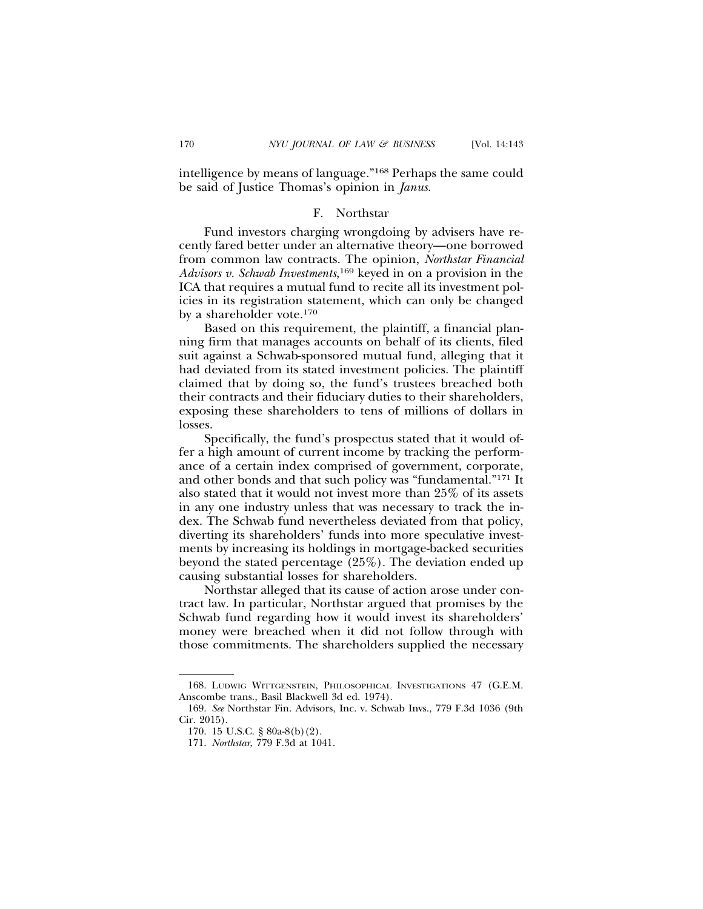intelligence by means of language."[168] Perhaps the same could be said of Justice Thomas's opinion in *Janus*.

### F. Northstar

Fund investors charging wrongdoing by advisers have recently fared better under an alternative theory—one borrowed from common law contracts. The opinion, *Northstar Financial Advisors v. Schwab Investments*,[169] keyed in on a provision in the ICA that requires a mutual fund to recite all its investment policies in its registration statement, which can only be changed by a shareholder vote.[170]

Based on this requirement, the plaintiff, a financial planning firm that manages accounts on behalf of its clients, filed suit against a Schwab-sponsored mutual fund, alleging that it had deviated from its stated investment policies. The plaintiff claimed that by doing so, the fund's trustees breached both their contracts and their fiduciary duties to their shareholders, exposing these shareholders to tens of millions of dollars in losses.

Specifically, the fund's prospectus stated that it would offer a high amount of current income by tracking the performance of a certain index comprised of government, corporate, and other bonds and that such policy was "fundamental."[171] It also stated that it would not invest more than 25% of its assets in any one industry unless that was necessary to track the index. The Schwab fund nevertheless deviated from that policy, diverting its shareholders' funds into more speculative investments by increasing its holdings in mortgage-backed securities beyond the stated percentage (25%). The deviation ended up causing substantial losses for shareholders.

Northstar alleged that its cause of action arose under contract law. In particular, Northstar argued that promises by the Schwab fund regarding how it would invest its shareholders' money were breached when it did not follow through with those commitments. The shareholders supplied the necessary

---

168. LUDWIG WITTGENSTEIN, PHILOSOPHICAL INVESTIGATIONS 47 (G.E.M. Anscombe trans., Basil Blackwell 3d ed. 1974).

169. *See* Northstar Fin. Advisors, Inc. v. Schwab Invs., 779 F.3d 1036 (9th Cir. 2015).

170. 15 U.S.C. § 80a-8(b)(2).

171. *Northstar*, 779 F.3d at 1041.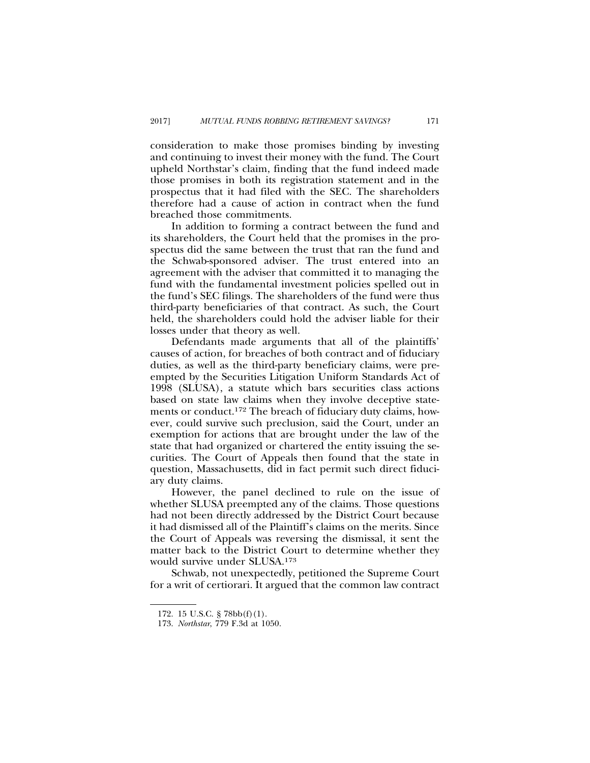consideration to make those promises binding by investing and continuing to invest their money with the fund. The Court upheld Northstar's claim, finding that the fund indeed made those promises in both its registration statement and in the prospectus that it had filed with the SEC. The shareholders therefore had a cause of action in contract when the fund breached those commitments.

In addition to forming a contract between the fund and its shareholders, the Court held that the promises in the prospectus did the same between the trust that ran the fund and the Schwab-sponsored adviser. The trust entered into an agreement with the adviser that committed it to managing the fund with the fundamental investment policies spelled out in the fund's SEC filings. The shareholders of the fund were thus third-party beneficiaries of that contract. As such, the Court held, the shareholders could hold the adviser liable for their losses under that theory as well.

Defendants made arguments that all of the plaintiffs' causes of action, for breaches of both contract and of fiduciary duties, as well as the third-party beneficiary claims, were preempted by the Securities Litigation Uniform Standards Act of 1998 (SLUSA), a statute which bars securities class actions based on state law claims when they involve deceptive statements or conduct.[172] The breach of fiduciary duty claims, however, could survive such preclusion, said the Court, under an exemption for actions that are brought under the law of the state that had organized or chartered the entity issuing the securities. The Court of Appeals then found that the state in question, Massachusetts, did in fact permit such direct fiduciary duty claims.

However, the panel declined to rule on the issue of whether SLUSA preempted any of the claims. Those questions had not been directly addressed by the District Court because it had dismissed all of the Plaintiff's claims on the merits. Since the Court of Appeals was reversing the dismissal, it sent the matter back to the District Court to determine whether they would survive under SLUSA.[173]

Schwab, not unexpectedly, petitioned the Supreme Court for a writ of certiorari. It argued that the common law contract

172. 15 U.S.C. § 78bb(f)(1).

173. *Northstar*, 779 F.3d at 1050.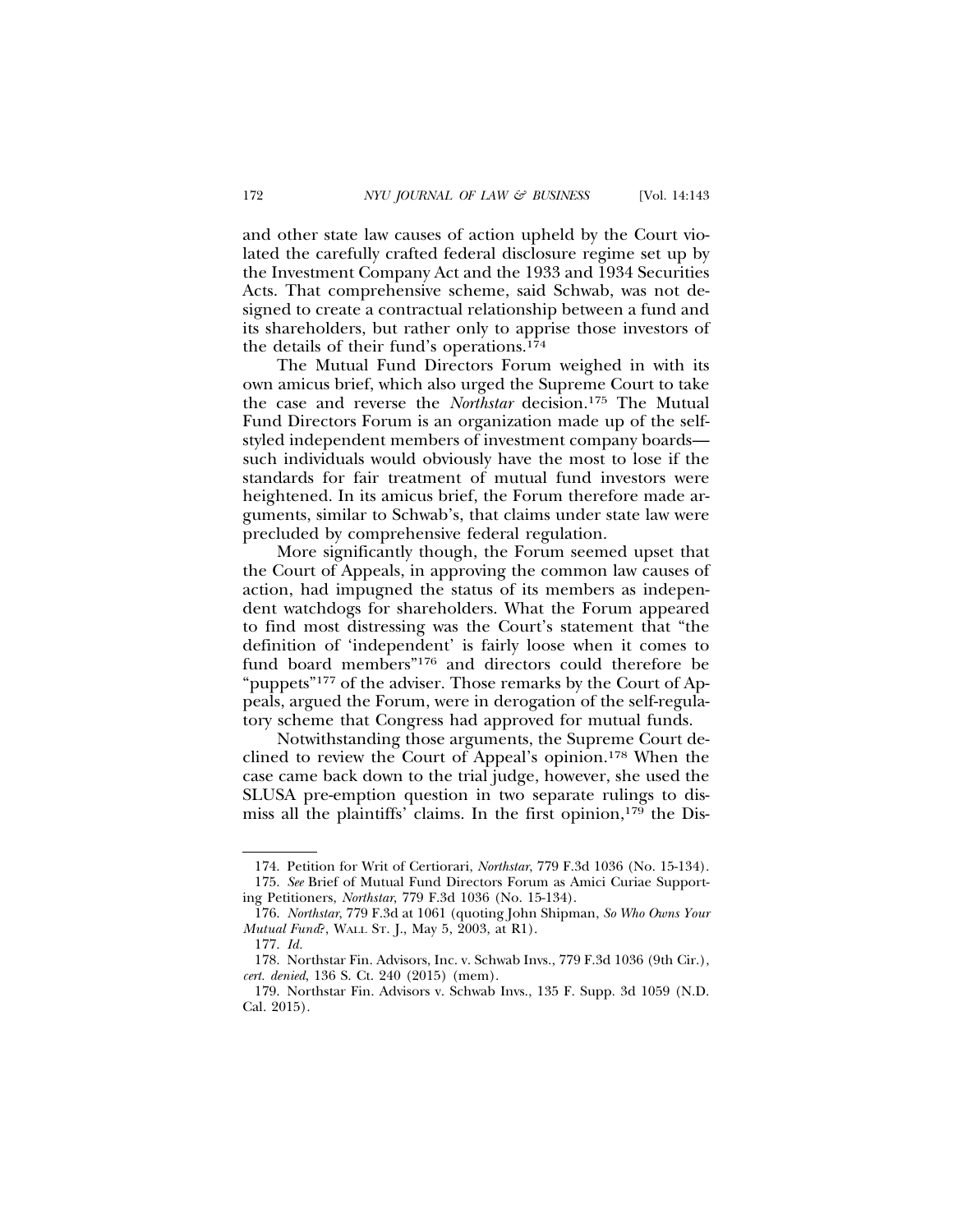and other state law causes of action upheld by the Court violated the carefully crafted federal disclosure regime set up by the Investment Company Act and the 1933 and 1934 Securities Acts. That comprehensive scheme, said Schwab, was not designed to create a contractual relationship between a fund and its shareholders, but rather only to apprise those investors of the details of their fund's operations.[174]

The Mutual Fund Directors Forum weighed in with its own amicus brief, which also urged the Supreme Court to take the case and reverse the *Northstar* decision.[175] The Mutual Fund Directors Forum is an organization made up of the self-styled independent members of investment company boards—such individuals would obviously have the most to lose if the standards for fair treatment of mutual fund investors were heightened. In its amicus brief, the Forum therefore made arguments, similar to Schwab's, that claims under state law were precluded by comprehensive federal regulation.

More significantly though, the Forum seemed upset that the Court of Appeals, in approving the common law causes of action, had impugned the status of its members as independent watchdogs for shareholders. What the Forum appeared to find most distressing was the Court's statement that "the definition of 'independent' is fairly loose when it comes to fund board members"[176] and directors could therefore be "puppets"[177] of the adviser. Those remarks by the Court of Appeals, argued the Forum, were in derogation of the self-regulatory scheme that Congress had approved for mutual funds.

Notwithstanding those arguments, the Supreme Court declined to review the Court of Appeal's opinion.[178] When the case came back down to the trial judge, however, she used the SLUSA pre-emption question in two separate rulings to dismiss all the plaintiffs' claims. In the first opinion,[179] the Dis-

---

174. Petition for Writ of Certiorari, *Northstar*, 779 F.3d 1036 (No. 15-134).

175. *See* Brief of Mutual Fund Directors Forum as Amici Curiae Supporting Petitioners, *Northstar*, 779 F.3d 1036 (No. 15-134).

176. *Northstar*, 779 F.3d at 1061 (quoting John Shipman, *So Who Owns Your Mutual Fund?*, WALL ST. J., May 5, 2003, at R1).

177. *Id.*

178. Northstar Fin. Advisors, Inc. v. Schwab Invs., 779 F.3d 1036 (9th Cir.), *cert. denied*, 136 S. Ct. 240 (2015) (mem).

179. Northstar Fin. Advisors v. Schwab Invs., 135 F. Supp. 3d 1059 (N.D. Cal. 2015).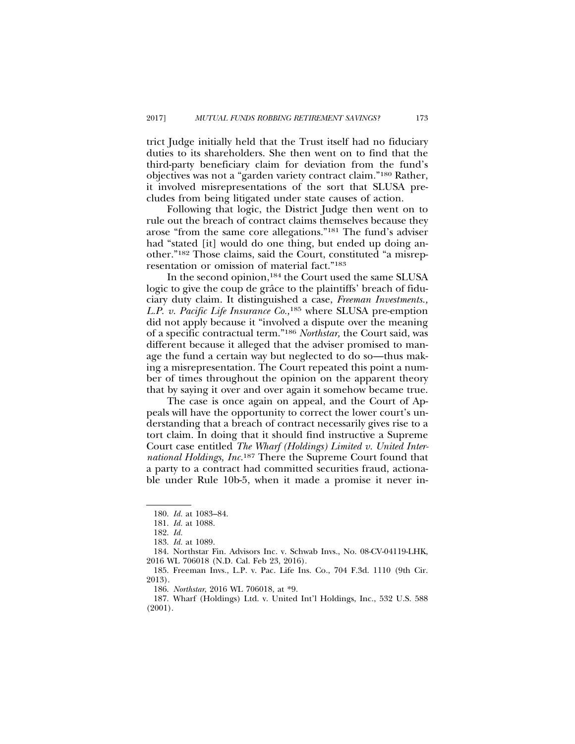trict Judge initially held that the Trust itself had no fiduciary duties to its shareholders. She then went on to find that the third-party beneficiary claim for deviation from the fund's objectives was not a "garden variety contract claim."[180] Rather, it involved misrepresentations of the sort that SLUSA precludes from being litigated under state causes of action.

Following that logic, the District Judge then went on to rule out the breach of contract claims themselves because they arose "from the same core allegations."[181] The fund's adviser had "stated [it] would do one thing, but ended up doing another."[182] Those claims, said the Court, constituted "a misrepresentation or omission of material fact."[183]

In the second opinion,[184] the Court used the same SLUSA logic to give the coup de grâce to the plaintiffs' breach of fiduciary duty claim. It distinguished a case, *Freeman Investments., L.P. v. Pacific Life Insurance Co.,*[185] where SLUSA pre-emption did not apply because it "involved a dispute over the meaning of a specific contractual term."[186] *Northstar,* the Court said, was different because it alleged that the adviser promised to manage the fund a certain way but neglected to do so—thus making a misrepresentation. The Court repeated this point a number of times throughout the opinion on the apparent theory that by saying it over and over again it somehow became true.

The case is once again on appeal, and the Court of Appeals will have the opportunity to correct the lower court's understanding that a breach of contract necessarily gives rise to a tort claim. In doing that it should find instructive a Supreme Court case entitled *The Wharf (Holdings) Limited v. United International Holdings, Inc.*[187] There the Supreme Court found that a party to a contract had committed securities fraud, actionable under Rule 10b-5, when it made a promise it never in-

---

180. *Id.* at 1083–84.

181. *Id.* at 1088.

182. *Id.*

183. *Id.* at 1089.

184. Northstar Fin. Advisors Inc. v. Schwab Invs., No. 08-CV-04119-LHK, 2016 WL 706018 (N.D. Cal. Feb 23, 2016).

185. Freeman Invs., L.P. v. Pac. Life Ins. Co., 704 F.3d. 1110 (9th Cir. 2013).

186. *Northstar*, 2016 WL 706018, at *9.

187. Wharf (Holdings) Ltd. v. United Int'l Holdings, Inc., 532 U.S. 588 (2001).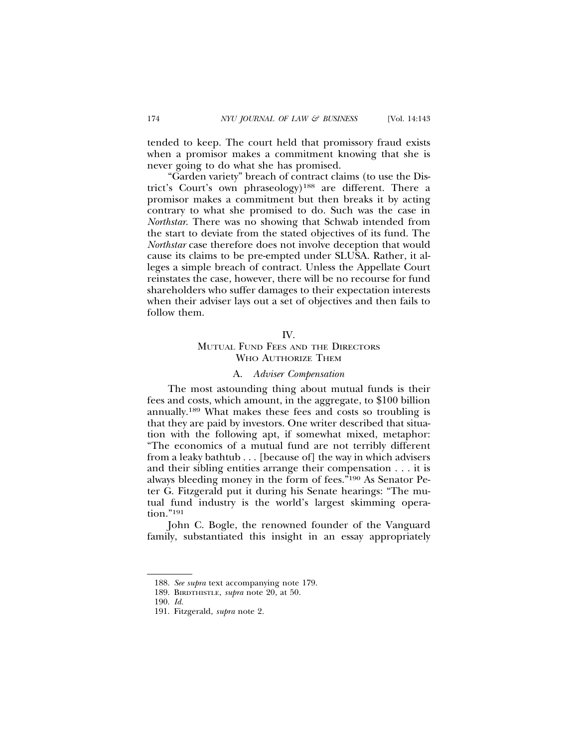tended to keep. The court held that promissory fraud exists when a promisor makes a commitment knowing that she is never going to do what she has promised.

"Garden variety" breach of contract claims (to use the District's Court's own phraseology)[188] are different. There a promisor makes a commitment but then breaks it by acting contrary to what she promised to do. Such was the case in *Northstar*. There was no showing that Schwab intended from the start to deviate from the stated objectives of its fund. The *Northstar* case therefore does not involve deception that would cause its claims to be pre-empted under SLUSA. Rather, it alleges a simple breach of contract. Unless the Appellate Court reinstates the case, however, there will be no recourse for fund shareholders who suffer damages to their expectation interests when their adviser lays out a set of objectives and then fails to follow them.

## IV. MUTUAL FUND FEES AND THE DIRECTORS WHO AUTHORIZE THEM

### A. *Adviser Compensation*

The most astounding thing about mutual funds is their fees and costs, which amount, in the aggregate, to $100 billion annually.[189] What makes these fees and costs so troubling is that they are paid by investors. One writer described that situation with the following apt, if somewhat mixed, metaphor: "The economics of a mutual fund are not terribly different from a leaky bathtub . . . [because of] the way in which advisers and their sibling entities arrange their compensation . . . it is always bleeding money in the form of fees."[190] As Senator Peter G. Fitzgerald put it during his Senate hearings: "The mutual fund industry is the world's largest skimming operation."[191]

John C. Bogle, the renowned founder of the Vanguard family, substantiated this insight in an essay appropriately

---

188. *See supra* text accompanying note 179.

189. BIRDTHISTLE, *supra* note 20, at 50.

190. *Id.*

191. Fitzgerald, *supra* note 2.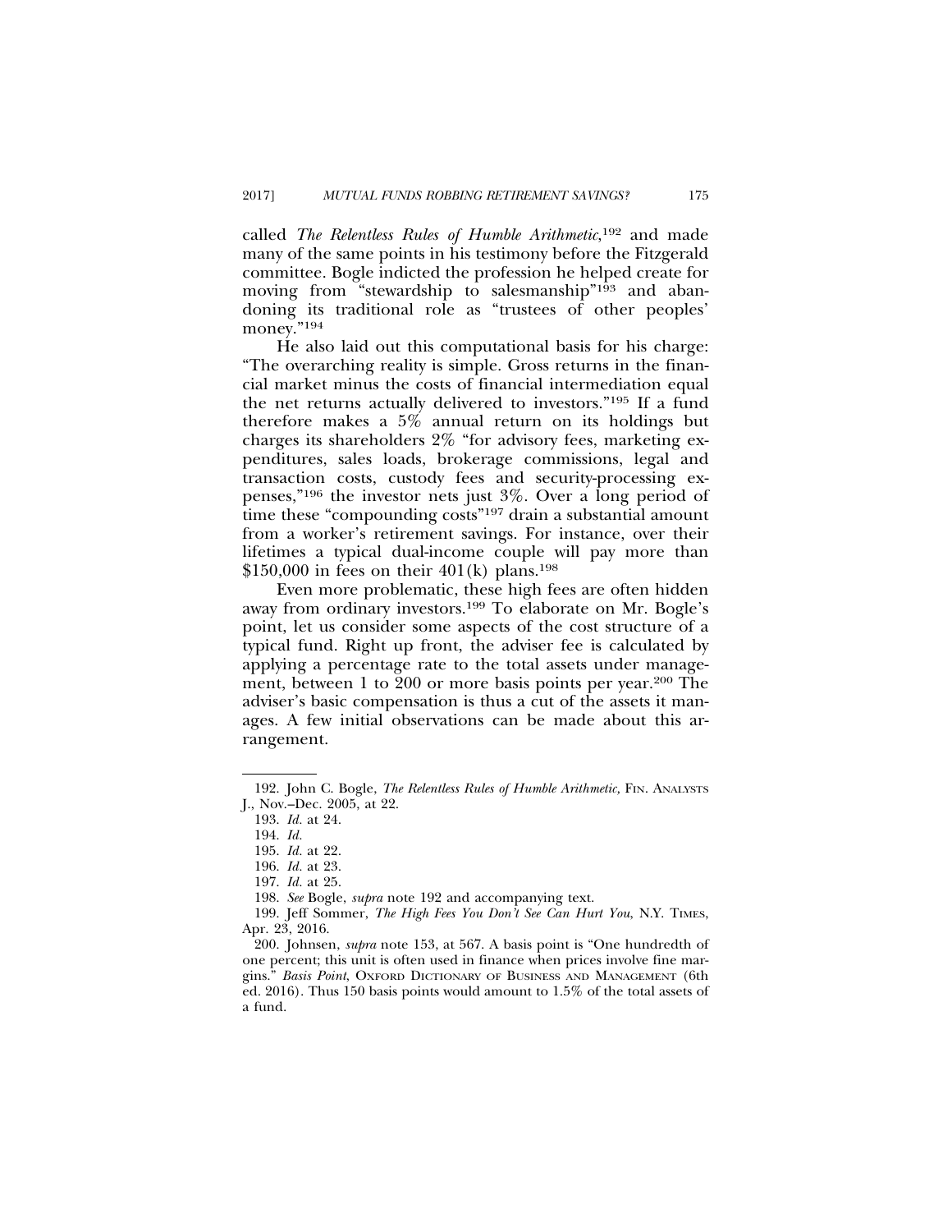called *The Relentless Rules of Humble Arithmetic*,[192] and made many of the same points in his testimony before the Fitzgerald committee. Bogle indicted the profession he helped create for moving from "stewardship to salesmanship"[193] and abandoning its traditional role as "trustees of other peoples' money."[194]

He also laid out this computational basis for his charge: "The overarching reality is simple. Gross returns in the financial market minus the costs of financial intermediation equal the net returns actually delivered to investors."[195] If a fund therefore makes a 5% annual return on its holdings but charges its shareholders 2% "for advisory fees, marketing expenditures, sales loads, brokerage commissions, legal and transaction costs, custody fees and security-processing expenses,"[196] the investor nets just 3%. Over a long period of time these "compounding costs"[197] drain a substantial amount from a worker's retirement savings. For instance, over their lifetimes a typical dual-income couple will pay more than $150,000 in fees on their 401(k) plans.[198]

Even more problematic, these high fees are often hidden away from ordinary investors.[199] To elaborate on Mr. Bogle's point, let us consider some aspects of the cost structure of a typical fund. Right up front, the adviser fee is calculated by applying a percentage rate to the total assets under management, between 1 to 200 or more basis points per year.[200] The adviser's basic compensation is thus a cut of the assets it manages. A few initial observations can be made about this arrangement.

---

192. John C. Bogle, *The Relentless Rules of Humble Arithmetic*, FIN. ANALYSTS J., Nov.–Dec. 2005, at 22.

193. *Id.* at 24.

194. *Id.*

195. *Id.* at 22.

196. *Id.* at 23.

197. *Id.* at 25.

198. *See* Bogle, *supra* note 192 and accompanying text.

199. Jeff Sommer, *The High Fees You Don't See Can Hurt You*, N.Y. TIMES, Apr. 23, 2016.

200. Johnsen, *supra* note 153, at 567. A basis point is "One hundredth of one percent; this unit is often used in finance when prices involve fine margins." *Basis Point*, OXFORD DICTIONARY OF BUSINESS AND MANAGEMENT (6th ed. 2016). Thus 150 basis points would amount to 1.5% of the total assets of a fund.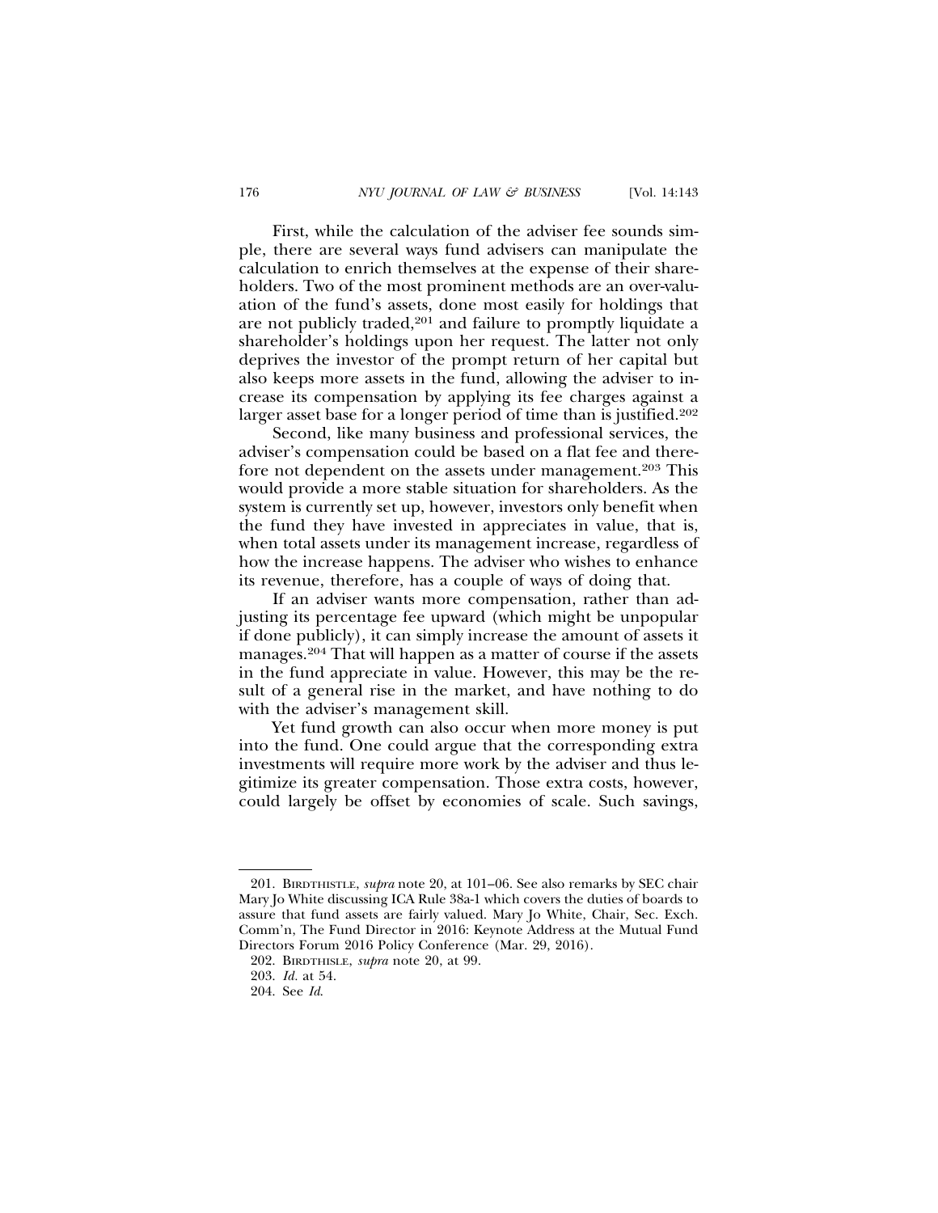First, while the calculation of the adviser fee sounds simple, there are several ways fund advisers can manipulate the calculation to enrich themselves at the expense of their shareholders. Two of the most prominent methods are an over-valuation of the fund's assets, done most easily for holdings that are not publicly traded,[201] and failure to promptly liquidate a shareholder's holdings upon her request. The latter not only deprives the investor of the prompt return of her capital but also keeps more assets in the fund, allowing the adviser to increase its compensation by applying its fee charges against a larger asset base for a longer period of time than is justified.[202]

Second, like many business and professional services, the adviser's compensation could be based on a flat fee and therefore not dependent on the assets under management.[203] This would provide a more stable situation for shareholders. As the system is currently set up, however, investors only benefit when the fund they have invested in appreciates in value, that is, when total assets under its management increase, regardless of how the increase happens. The adviser who wishes to enhance its revenue, therefore, has a couple of ways of doing that.

If an adviser wants more compensation, rather than adjusting its percentage fee upward (which might be unpopular if done publicly), it can simply increase the amount of assets it manages.[204] That will happen as a matter of course if the assets in the fund appreciate in value. However, this may be the result of a general rise in the market, and have nothing to do with the adviser's management skill.

Yet fund growth can also occur when more money is put into the fund. One could argue that the corresponding extra investments will require more work by the adviser and thus legitimize its greater compensation. Those extra costs, however, could largely be offset by economies of scale. Such savings,

---

201. BIRDTHISTLE, *supra* note 20, at 101–06. See also remarks by SEC chair Mary Jo White discussing ICA Rule 38a-1 which covers the duties of boards to assure that fund assets are fairly valued. Mary Jo White, Chair, Sec. Exch. Comm'n, The Fund Director in 2016: Keynote Address at the Mutual Fund Directors Forum 2016 Policy Conference (Mar. 29, 2016).

202. BIRDTHISLE, *supra* note 20, at 99.

203. *Id.* at 54.

204. See *Id*.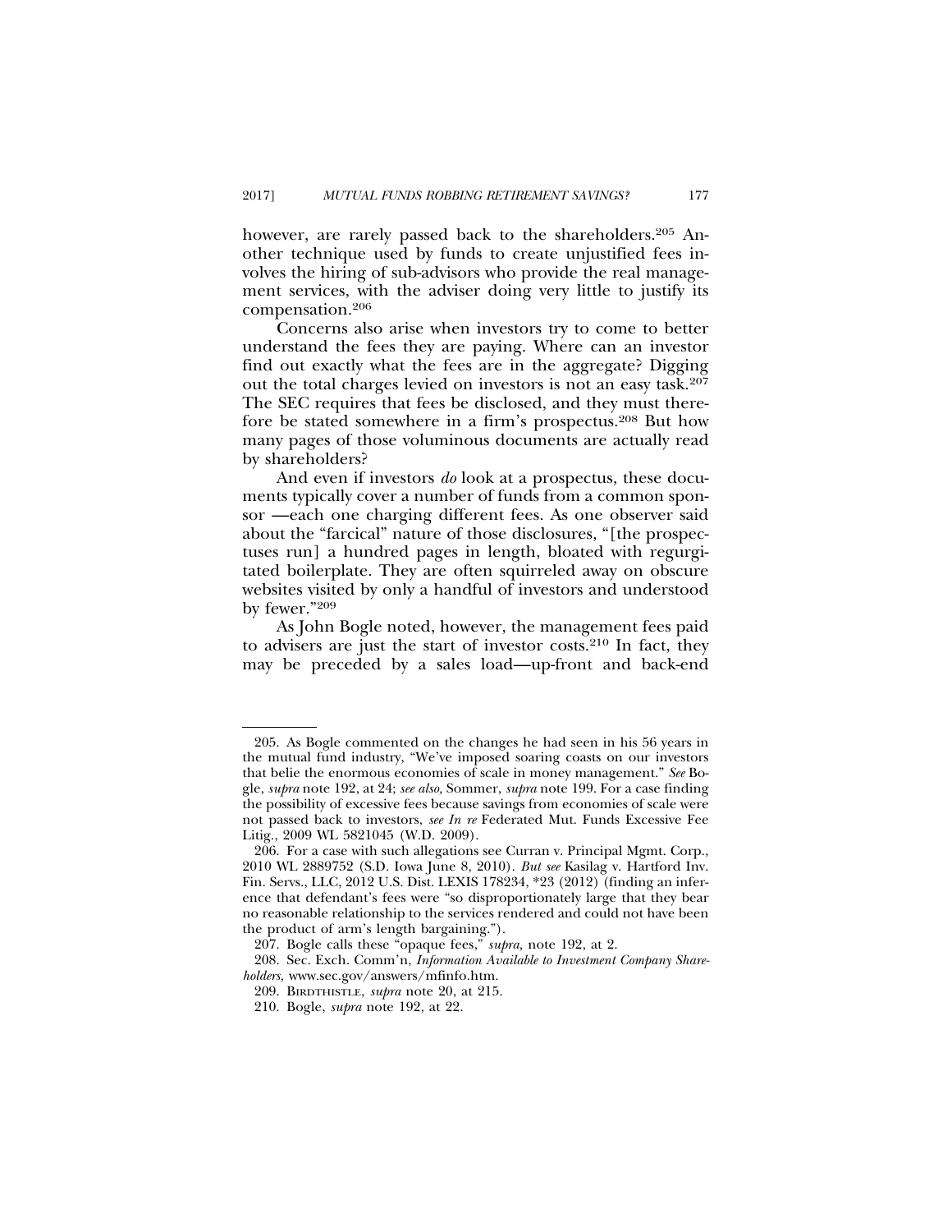however, are rarely passed back to the shareholders.[205] Another technique used by funds to create unjustified fees involves the hiring of sub-advisors who provide the real management services, with the adviser doing very little to justify its compensation.[206]

Concerns also arise when investors try to come to better understand the fees they are paying. Where can an investor find out exactly what the fees are in the aggregate? Digging out the total charges levied on investors is not an easy task.[207] The SEC requires that fees be disclosed, and they must therefore be stated somewhere in a firm's prospectus.[208] But how many pages of those voluminous documents are actually read by shareholders?

And even if investors *do* look at a prospectus, these documents typically cover a number of funds from a common sponsor —each one charging different fees. As one observer said about the "farcical" nature of those disclosures, "[the prospectuses run] a hundred pages in length, bloated with regurgitated boilerplate. They are often squirreled away on obscure websites visited by only a handful of investors and understood by fewer."[209]

As John Bogle noted, however, the management fees paid to advisers are just the start of investor costs.[210] In fact, they may be preceded by a sales load—up-front and back-end

---

205. As Bogle commented on the changes he had seen in his 56 years in the mutual fund industry, "We've imposed soaring coasts on our investors that belie the enormous economies of scale in money management." *See* Bogle, *supra* note 192, at 24; *see also,* Sommer, *supra* note 199. For a case finding the possibility of excessive fees because savings from economies of scale were not passed back to investors, *see In re* Federated Mut. Funds Excessive Fee Litig., 2009 WL 5821045 (W.D. 2009).

206. For a case with such allegations see Curran v. Principal Mgmt. Corp., 2010 WL 2889752 (S.D. Iowa June 8, 2010). *But see* Kasilag v. Hartford Inv. Fin. Servs., LLC, 2012 U.S. Dist. LEXIS 178234, *23 (2012) (finding an inference that defendant's fees were "so disproportionately large that they bear no reasonable relationship to the services rendered and could not have been the product of arm's length bargaining.").

207. Bogle calls these "opaque fees," *supra,* note 192, at 2.

208. Sec. Exch. Comm'n, *Information Available to Investment Company Shareholders,* www.sec.gov/answers/mfinfo.htm.

209. BIRDTHISTLE, *supra* note 20, at 215.

210. Bogle, *supra* note 192, at 22.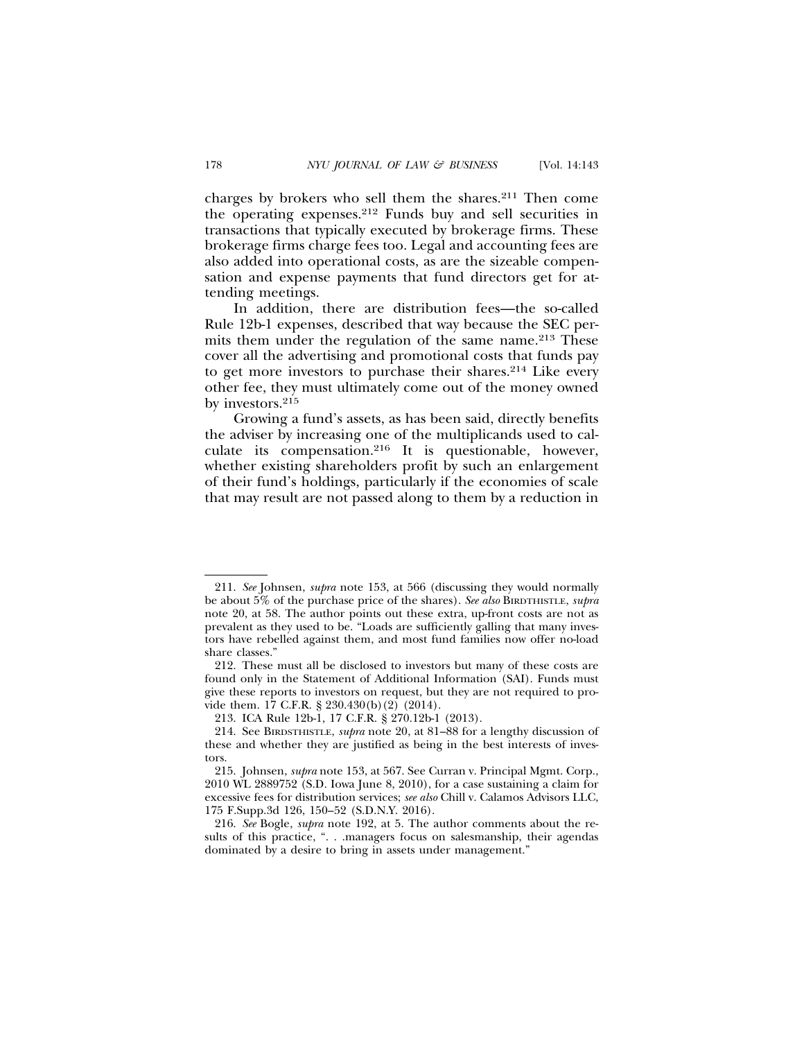charges by brokers who sell them the shares.[211] Then come the operating expenses.[212] Funds buy and sell securities in transactions that typically executed by brokerage firms. These brokerage firms charge fees too. Legal and accounting fees are also added into operational costs, as are the sizeable compensation and expense payments that fund directors get for attending meetings.

In addition, there are distribution fees—the so-called Rule 12b-1 expenses, described that way because the SEC permits them under the regulation of the same name.[213] These cover all the advertising and promotional costs that funds pay to get more investors to purchase their shares.[214] Like every other fee, they must ultimately come out of the money owned by investors.[215]

Growing a fund's assets, as has been said, directly benefits the adviser by increasing one of the multiplicands used to calculate its compensation.[216] It is questionable, however, whether existing shareholders profit by such an enlargement of their fund's holdings, particularly if the economies of scale that may result are not passed along to them by a reduction in

---

211. *See* Johnsen, *supra* note 153, at 566 (discussing they would normally be about 5% of the purchase price of the shares). *See also* BIRDTHISTLE, *supra* note 20, at 58. The author points out these extra, up-front costs are not as prevalent as they used to be. "Loads are sufficiently galling that many investors have rebelled against them, and most fund families now offer no-load share classes."

212. These must all be disclosed to investors but many of these costs are found only in the Statement of Additional Information (SAI). Funds must give these reports to investors on request, but they are not required to provide them. 17 C.F.R. § 230.430(b)(2) (2014).

213. ICA Rule 12b-1, 17 C.F.R. § 270.12b-1 (2013).

214. See BIRDSTHISTLE, *supra* note 20, at 81–88 for a lengthy discussion of these and whether they are justified as being in the best interests of investors.

215. Johnsen, *supra* note 153, at 567. See Curran v. Principal Mgmt. Corp., 2010 WL 2889752 (S.D. Iowa June 8, 2010), for a case sustaining a claim for excessive fees for distribution services; *see also* Chill v. Calamos Advisors LLC, 175 F.Supp.3d 126, 150–52 (S.D.N.Y. 2016).

216. *See* Bogle, *supra* note 192, at 5. The author comments about the results of this practice, ". . .managers focus on salesmanship, their agendas dominated by a desire to bring in assets under management."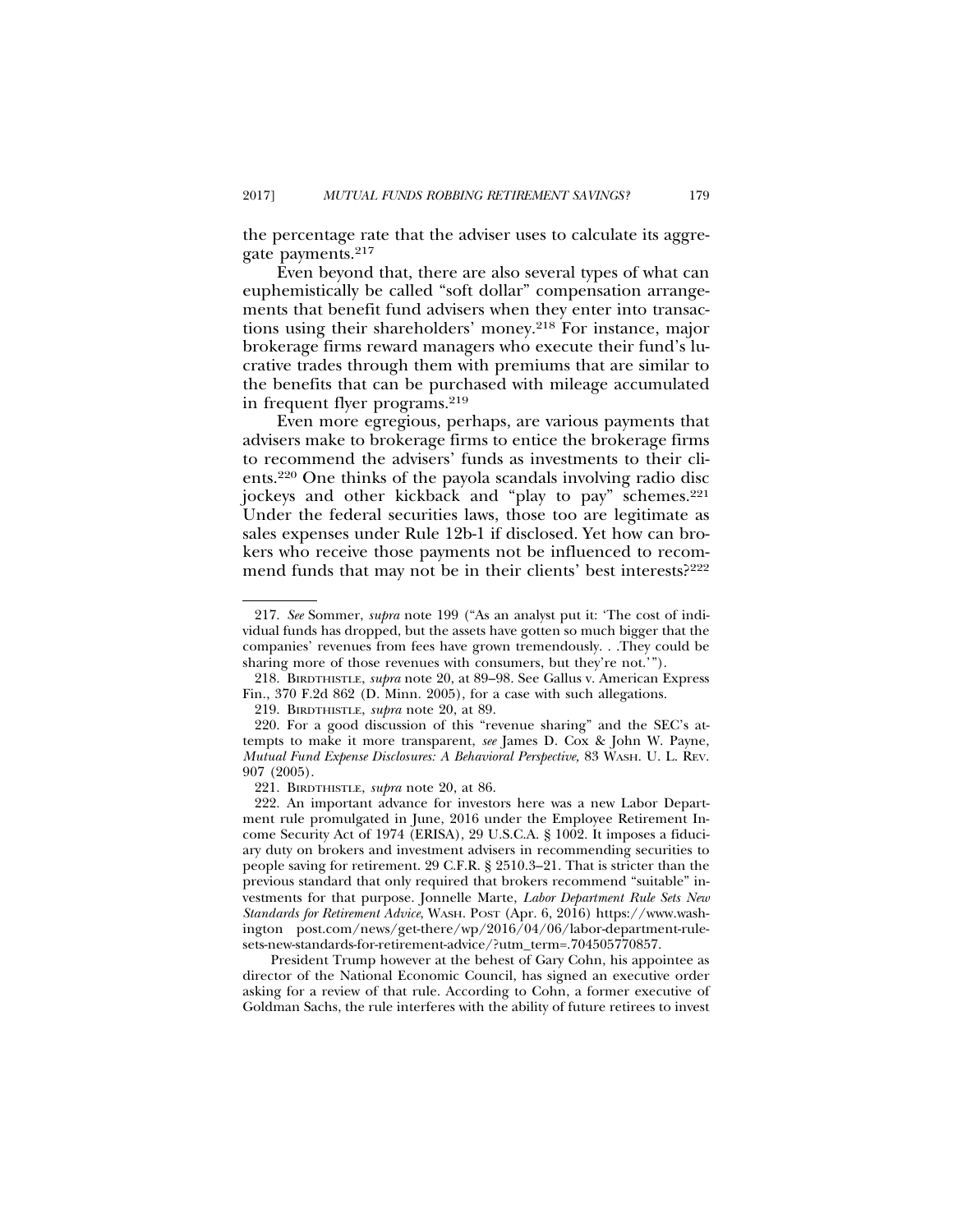the percentage rate that the adviser uses to calculate its aggregate payments.[217]

Even beyond that, there are also several types of what can euphemistically be called "soft dollar" compensation arrangements that benefit fund advisers when they enter into transactions using their shareholders' money.[218] For instance, major brokerage firms reward managers who execute their fund's lucrative trades through them with premiums that are similar to the benefits that can be purchased with mileage accumulated in frequent flyer programs.[219]

Even more egregious, perhaps, are various payments that advisers make to brokerage firms to entice the brokerage firms to recommend the advisers' funds as investments to their clients.[220] One thinks of the payola scandals involving radio disc jockeys and other kickback and "play to pay" schemes.[221] Under the federal securities laws, those too are legitimate as sales expenses under Rule 12b-1 if disclosed. Yet how can brokers who receive those payments not be influenced to recommend funds that may not be in their clients' best interests?[222]

---

217. *See* Sommer, *supra* note 199 ("As an analyst put it: 'The cost of individual funds has dropped, but the assets have gotten so much bigger that the companies' revenues from fees have grown tremendously. . .They could be sharing more of those revenues with consumers, but they're not.'").

218. BIRDTHISTLE, *supra* note 20, at 89–98. See Gallus v. American Express Fin., 370 F.2d 862 (D. Minn. 2005), for a case with such allegations.

219. BIRDTHISTLE, *supra* note 20, at 89.

220. For a good discussion of this "revenue sharing" and the SEC's attempts to make it more transparent, *see* James D. Cox & John W. Payne, *Mutual Fund Expense Disclosures: A Behavioral Perspective,* 83 WASH. U. L. REV. 907 (2005).

221. BIRDTHISTLE, *supra* note 20, at 86.

222. An important advance for investors here was a new Labor Department rule promulgated in June, 2016 under the Employee Retirement Income Security Act of 1974 (ERISA), 29 U.S.C.A. § 1002. It imposes a fiduciary duty on brokers and investment advisers in recommending securities to people saving for retirement. 29 C.F.R. § 2510.3–21. That is stricter than the previous standard that only required that brokers recommend "suitable" investments for that purpose. Jonnelle Marte, *Labor Department Rule Sets New Standards for Retirement Advice*, WASH. POST (Apr. 6, 2016) https://www.washington post.com/news/get-there/wp/2016/04/06/labor-department-rule-sets-new-standards-for-retirement-advice/?utm_term=.704505770857.

President Trump however at the behest of Gary Cohn, his appointee as director of the National Economic Council, has signed an executive order asking for a review of that rule. According to Cohn, a former executive of Goldman Sachs, the rule interferes with the ability of future retirees to invest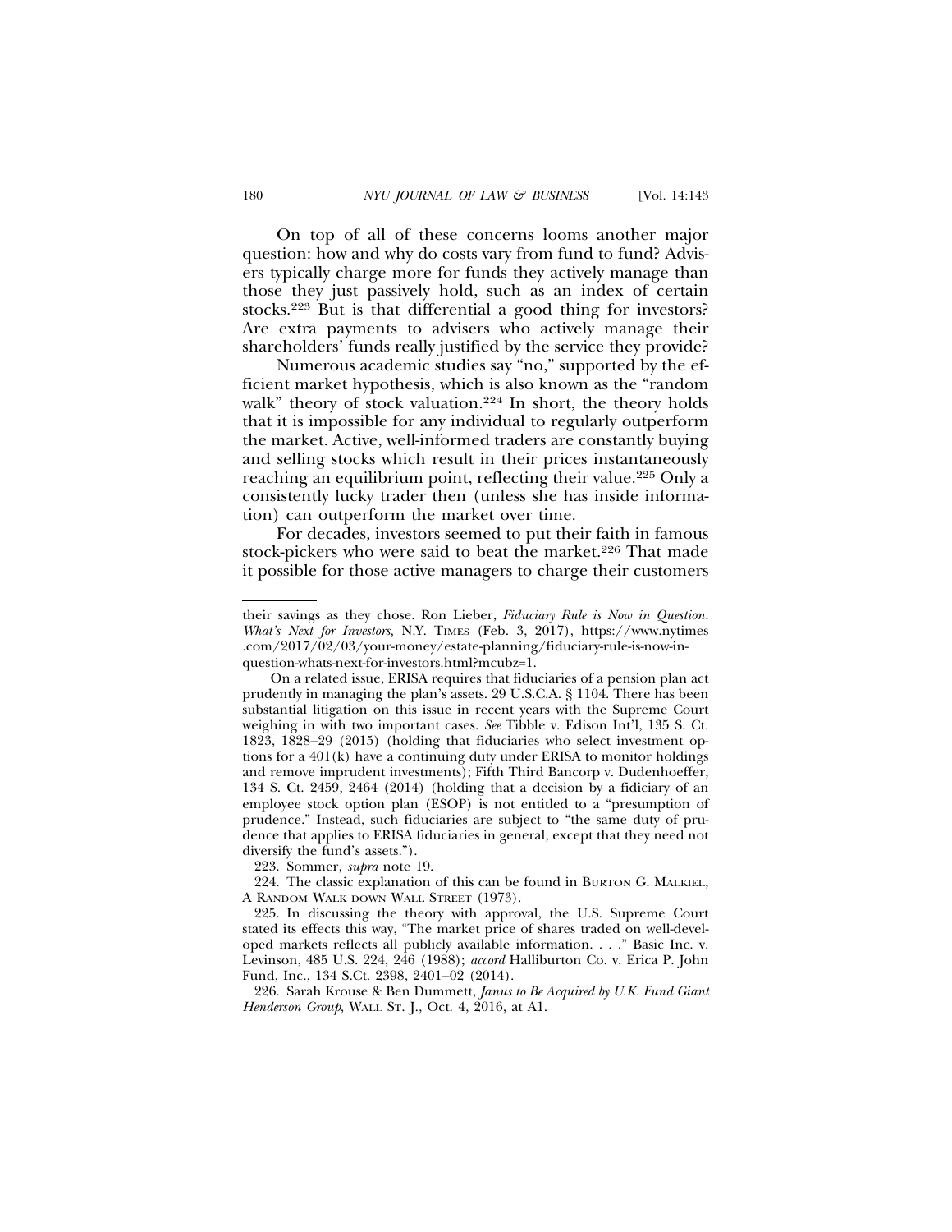On top of all of these concerns looms another major question: how and why do costs vary from fund to fund? Advisers typically charge more for funds they actively manage than those they just passively hold, such as an index of certain stocks.[223] But is that differential a good thing for investors? Are extra payments to advisers who actively manage their shareholders' funds really justified by the service they provide?

Numerous academic studies say "no," supported by the efficient market hypothesis, which is also known as the "random walk" theory of stock valuation.[224] In short, the theory holds that it is impossible for any individual to regularly outperform the market. Active, well-informed traders are constantly buying and selling stocks which result in their prices instantaneously reaching an equilibrium point, reflecting their value.[225] Only a consistently lucky trader then (unless she has inside information) can outperform the market over time.

For decades, investors seemed to put their faith in famous stock-pickers who were said to beat the market.[226] That made it possible for those active managers to charge their customers

---

their savings as they chose. Ron Lieber, *Fiduciary Rule is Now in Question. What's Next for Investors,* N.Y. TIMES (Feb. 3, 2017), https://www.nytimes.com/2017/02/03/your-money/estate-planning/fiduciary-rule-is-now-in-question-whats-next-for-investors.html?mcubz=1.

On a related issue, ERISA requires that fiduciaries of a pension plan act prudently in managing the plan's assets. 29 U.S.C.A. § 1104. There has been substantial litigation on this issue in recent years with the Supreme Court weighing in with two important cases. *See* Tibble v. Edison Int'l, 135 S. Ct. 1823, 1828–29 (2015) (holding that fiduciaries who select investment options for a 401(k) have a continuing duty under ERISA to monitor holdings and remove imprudent investments); Fifth Third Bancorp v. Dudenhoeffer, 134 S. Ct. 2459, 2464 (2014) (holding that a decision by a fiduciary of an employee stock option plan (ESOP) is not entitled to a "presumption of prudence." Instead, such fiduciaries are subject to "the same duty of prudence that applies to ERISA fiduciaries in general, except that they need not diversify the fund's assets.").

223. Sommer, *supra* note 19.

224. The classic explanation of this can be found in BURTON G. MALKIEL, A RANDOM WALK DOWN WALL STREET (1973).

225. In discussing the theory with approval, the U.S. Supreme Court stated its effects this way, "The market price of shares traded on well-developed markets reflects all publicly available information. . . ." Basic Inc. v. Levinson, 485 U.S. 224, 246 (1988); *accord* Halliburton Co. v. Erica P. John Fund, Inc., 134 S.Ct. 2398, 2401–02 (2014).

226. Sarah Krouse & Ben Dummett, *Janus to Be Acquired by U.K. Fund Giant Henderson Group*, WALL ST. J., Oct. 4, 2016, at A1.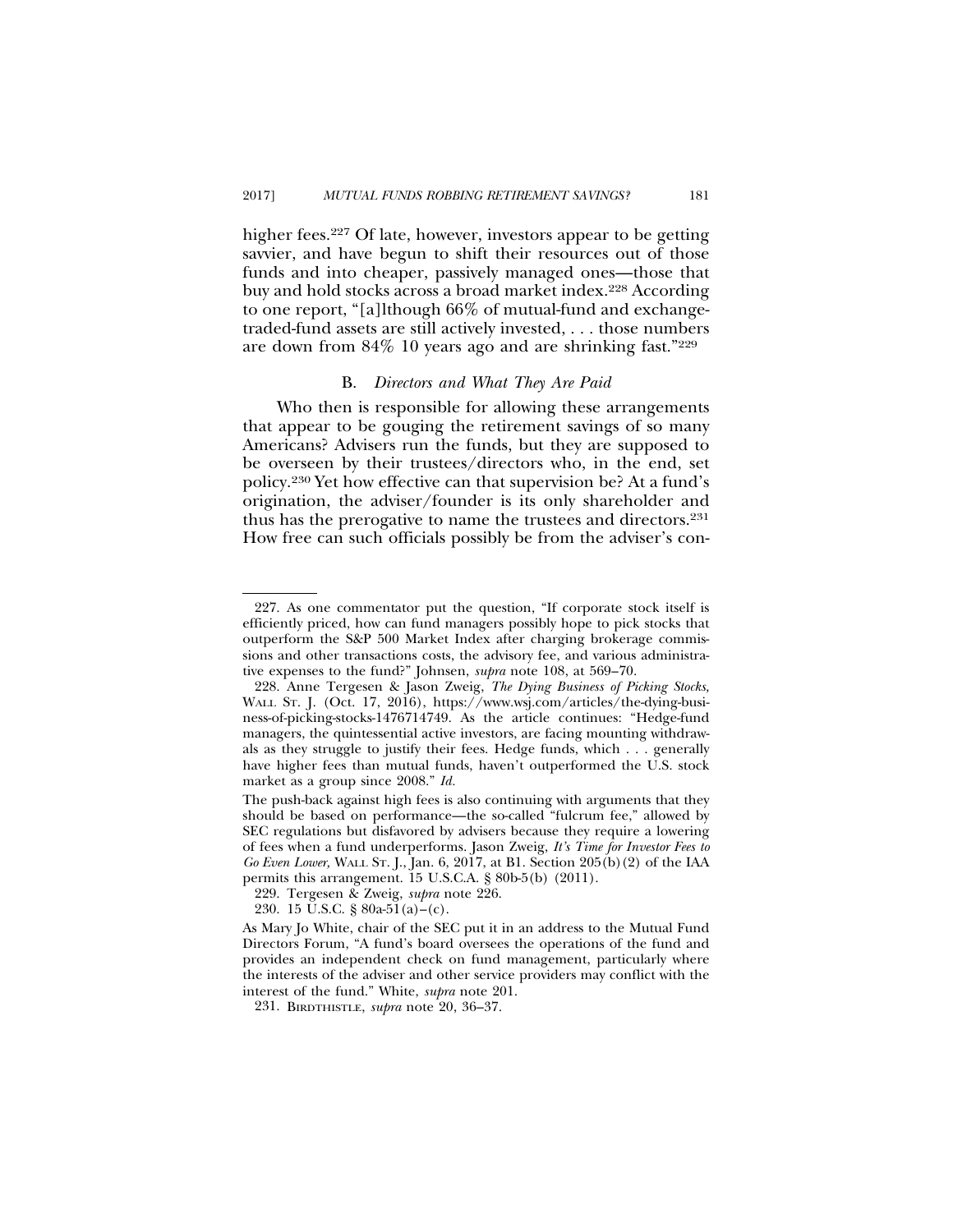higher fees.[227] Of late, however, investors appear to be getting savvier, and have begun to shift their resources out of those funds and into cheaper, passively managed ones—those that buy and hold stocks across a broad market index.[228] According to one report, "[a]lthough 66% of mutual-fund and exchange-traded-fund assets are still actively invested, . . . those numbers are down from 84% 10 years ago and are shrinking fast."[229]

### B. *Directors and What They Are Paid*

Who then is responsible for allowing these arrangements that appear to be gouging the retirement savings of so many Americans? Advisers run the funds, but they are supposed to be overseen by their trustees/directors who, in the end, set policy.[230] Yet how effective can that supervision be? At a fund's origination, the adviser/founder is its only shareholder and thus has the prerogative to name the trustees and directors.[231] How free can such officials possibly be from the adviser's con-

---

227. As one commentator put the question, "If corporate stock itself is efficiently priced, how can fund managers possibly hope to pick stocks that outperform the S&P 500 Market Index after charging brokerage commissions and other transactions costs, the advisory fee, and various administrative expenses to the fund?" Johnsen, *supra* note 108, at 569–70.

228. Anne Tergesen & Jason Zweig, *The Dying Business of Picking Stocks*, WALL ST. J. (Oct. 17, 2016), https://www.wsj.com/articles/the-dying-business-of-picking-stocks-1476714749. As the article continues: "Hedge-fund managers, the quintessential active investors, are facing mounting withdrawals as they struggle to justify their fees. Hedge funds, which . . . generally have higher fees than mutual funds, haven't outperformed the U.S. stock market as a group since 2008." *Id.*

The push-back against high fees is also continuing with arguments that they should be based on performance—the so-called "fulcrum fee," allowed by SEC regulations but disfavored by advisers because they require a lowering of fees when a fund underperforms. Jason Zweig, *It's Time for Investor Fees to Go Even Lower,* WALL ST. J., Jan. 6, 2017, at B1. Section 205(b)(2) of the IAA permits this arrangement. 15 U.S.C.A. § 80b-5(b) (2011).

229. Tergesen & Zweig, *supra* note 226.

230. 15 U.S.C. § 80a-51(a)–(c).

As Mary Jo White, chair of the SEC put it in an address to the Mutual Fund Directors Forum, "A fund's board oversees the operations of the fund and provides an independent check on fund management, particularly where the interests of the adviser and other service providers may conflict with the interest of the fund." White, *supra* note 201.

231. BIRDTHISTLE, *supra* note 20, 36–37.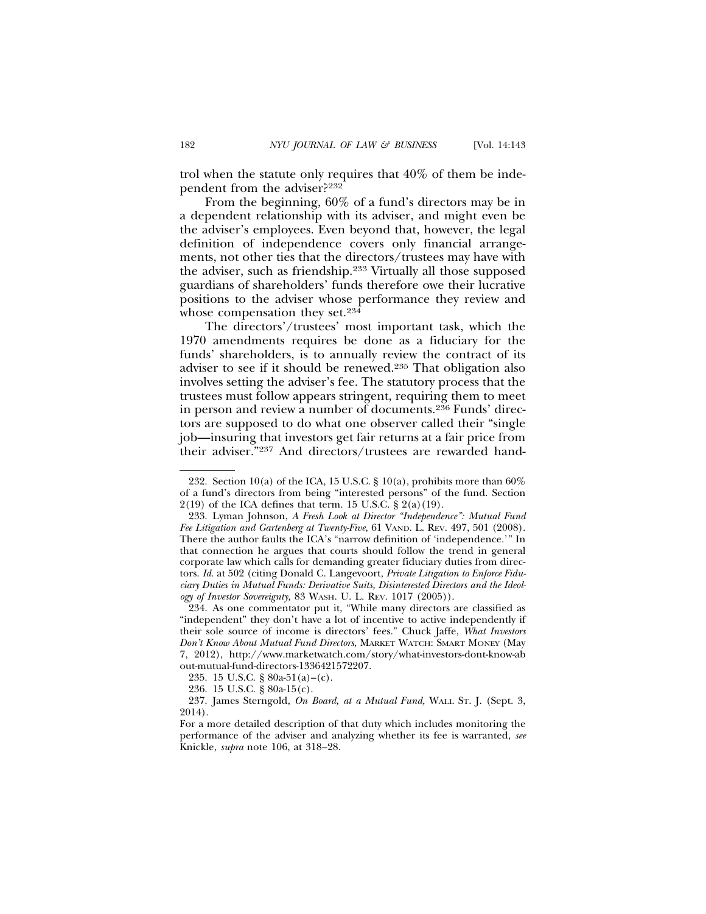trol when the statute only requires that 40% of them be independent from the adviser?[232]

From the beginning, 60% of a fund's directors may be in a dependent relationship with its adviser, and might even be the adviser's employees. Even beyond that, however, the legal definition of independence covers only financial arrangements, not other ties that the directors/trustees may have with the adviser, such as friendship.[233] Virtually all those supposed guardians of shareholders' funds therefore owe their lucrative positions to the adviser whose performance they review and whose compensation they set.[234]

The directors'/trustees' most important task, which the 1970 amendments requires be done as a fiduciary for the funds' shareholders, is to annually review the contract of its adviser to see if it should be renewed.[235] That obligation also involves setting the adviser's fee. The statutory process that the trustees must follow appears stringent, requiring them to meet in person and review a number of documents.[236] Funds' directors are supposed to do what one observer called their "single job—insuring that investors get fair returns at a fair price from their adviser."[237] And directors/trustees are rewarded hand-

---

232. Section 10(a) of the ICA, 15 U.S.C. § 10(a), prohibits more than 60% of a fund's directors from being "interested persons" of the fund. Section 2(19) of the ICA defines that term. 15 U.S.C. § 2(a)(19).

233. Lyman Johnson, *A Fresh Look at Director "Independence": Mutual Fund Fee Litigation and Gartenberg at Twenty-Five,* 61 VAND. L. REV. 497, 501 (2008). There the author faults the ICA's "narrow definition of 'independence.'" In that connection he argues that courts should follow the trend in general corporate law which calls for demanding greater fiduciary duties from directors. *Id.* at 502 (citing Donald C. Langevoort, *Private Litigation to Enforce Fiduciary Duties in Mutual Funds: Derivative Suits, Disinterested Directors and the Ideology of Investor Sovereignty,* 83 WASH. U. L. REV. 1017 (2005)).

234. As one commentator put it, "While many directors are classified as "independent" they don't have a lot of incentive to active independently if their sole source of income is directors' fees." Chuck Jaffe, *What Investors Don't Know About Mutual Fund Directors*, MARKET WATCH: SMART MONEY (May 7, 2012), http://www.marketwatch.com/story/what-investors-dont-know-about-mutual-fund-directors-1336421572207.

235. 15 U.S.C. § 80a-51(a)–(c).

236. 15 U.S.C. § 80a-15(c).

237. James Sterngold, *On Board, at a Mutual Fund,* WALL ST. J. (Sept. 3, 2014).

For a more detailed description of that duty which includes monitoring the performance of the adviser and analyzing whether its fee is warranted, *see* Knickle, *supra* note 106, at 318–28.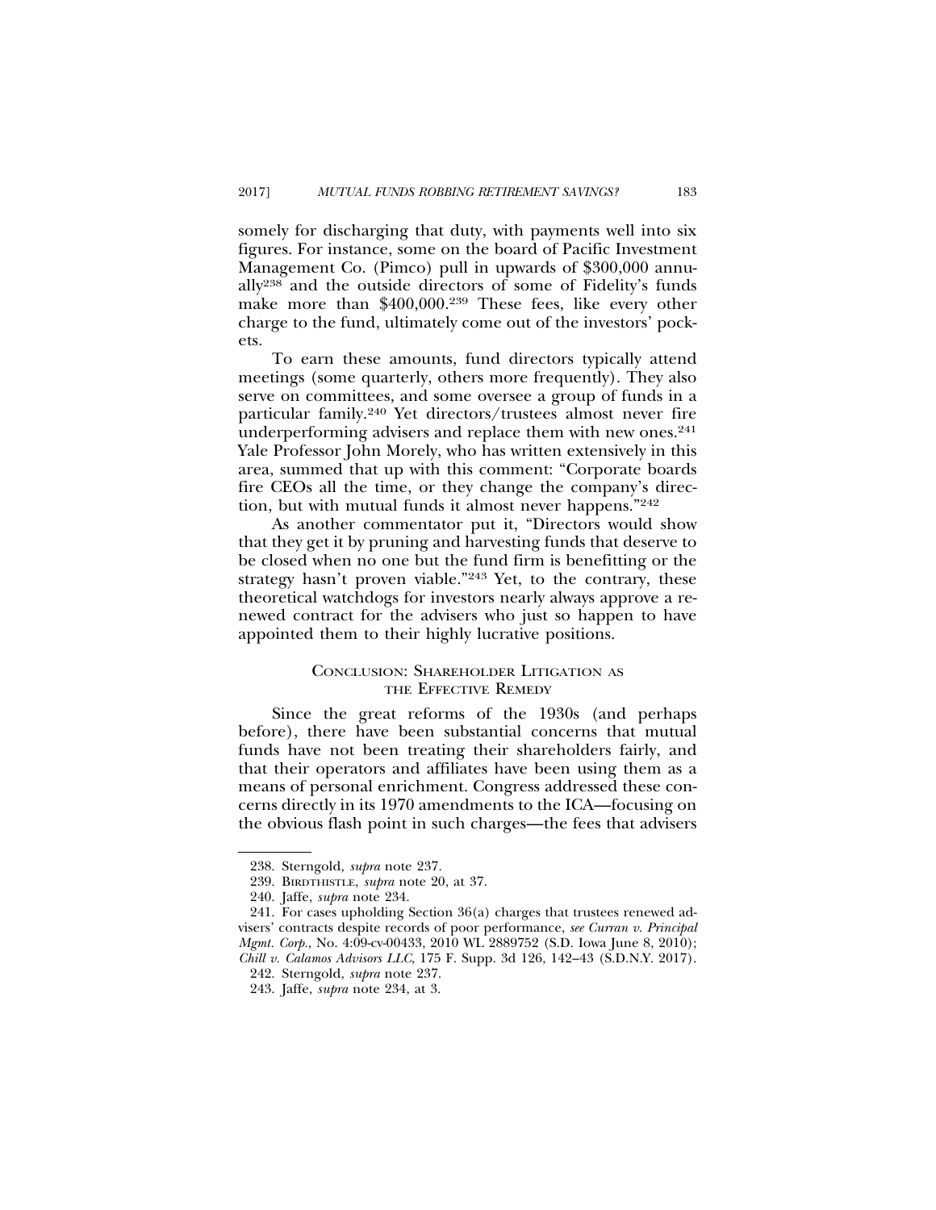somely for discharging that duty, with payments well into six figures. For instance, some on the board of Pacific Investment Management Co. (Pimco) pull in upwards of $300,000 annually[238] and the outside directors of some of Fidelity's funds make more than $400,000.[239] These fees, like every other charge to the fund, ultimately come out of the investors' pockets.

To earn these amounts, fund directors typically attend meetings (some quarterly, others more frequently). They also serve on committees, and some oversee a group of funds in a particular family.[240] Yet directors/trustees almost never fire underperforming advisers and replace them with new ones.[241] Yale Professor John Morely, who has written extensively in this area, summed that up with this comment: "Corporate boards fire CEOs all the time, or they change the company's direction, but with mutual funds it almost never happens."[242]

As another commentator put it, "Directors would show that they get it by pruning and harvesting funds that deserve to be closed when no one but the fund firm is benefitting or the strategy hasn't proven viable."[243] Yet, to the contrary, these theoretical watchdogs for investors nearly always approve a renewed contract for the advisers who just so happen to have appointed them to their highly lucrative positions.

## CONCLUSION: SHAREHOLDER LITIGATION AS THE EFFECTIVE REMEDY

Since the great reforms of the 1930s (and perhaps before), there have been substantial concerns that mutual funds have not been treating their shareholders fairly, and that their operators and affiliates have been using them as a means of personal enrichment. Congress addressed these concerns directly in its 1970 amendments to the ICA—focusing on the obvious flash point in such charges—the fees that advisers

---

238. Sterngold, *supra* note 237.

239. BIRDTHISTLE, *supra* note 20, at 37.

240. Jaffe, *supra* note 234.

241. For cases upholding Section 36(a) charges that trustees renewed advisers' contracts despite records of poor performance, *see Curran v. Principal Mgmt. Corp.*, No. 4:09-cv-00433, 2010 WL 2889752 (S.D. Iowa June 8, 2010); *Chill v. Calamos Advisors LLC*, 175 F. Supp. 3d 126, 142–43 (S.D.N.Y. 2017).

242. Sterngold, *supra* note 237.

243. Jaffe, *supra* note 234, at 3.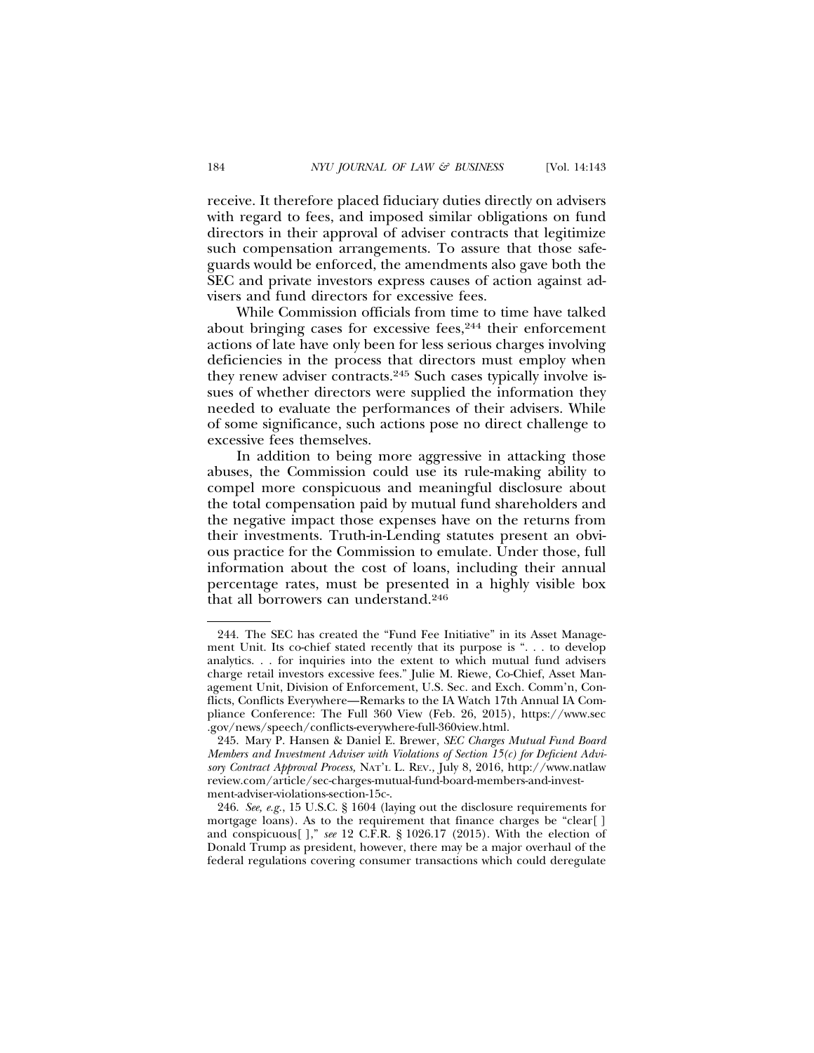receive. It therefore placed fiduciary duties directly on advisers with regard to fees, and imposed similar obligations on fund directors in their approval of adviser contracts that legitimize such compensation arrangements. To assure that those safeguards would be enforced, the amendments also gave both the SEC and private investors express causes of action against advisers and fund directors for excessive fees.

While Commission officials from time to time have talked about bringing cases for excessive fees,[244] their enforcement actions of late have only been for less serious charges involving deficiencies in the process that directors must employ when they renew adviser contracts.[245] Such cases typically involve issues of whether directors were supplied the information they needed to evaluate the performances of their advisers. While of some significance, such actions pose no direct challenge to excessive fees themselves.

In addition to being more aggressive in attacking those abuses, the Commission could use its rule-making ability to compel more conspicuous and meaningful disclosure about the total compensation paid by mutual fund shareholders and the negative impact those expenses have on the returns from their investments. Truth-in-Lending statutes present an obvious practice for the Commission to emulate. Under those, full information about the cost of loans, including their annual percentage rates, must be presented in a highly visible box that all borrowers can understand.[246]

---

244. The SEC has created the "Fund Fee Initiative" in its Asset Management Unit. Its co-chief stated recently that its purpose is ". . . to develop analytics. . . for inquiries into the extent to which mutual fund advisers charge retail investors excessive fees." Julie M. Riewe, Co-Chief, Asset Management Unit, Division of Enforcement, U.S. Sec. and Exch. Comm'n, Conflicts, Conflicts Everywhere—Remarks to the IA Watch 17th Annual IA Compliance Conference: The Full 360 View (Feb. 26, 2015), https://www.sec.gov/news/speech/conflicts-everywhere-full-360view.html.

245. Mary P. Hansen & Daniel E. Brewer, *SEC Charges Mutual Fund Board Members and Investment Adviser with Violations of Section 15(c) for Deficient Advisory Contract Approval Process,* NAT'L L. REV., July 8, 2016, http://www.natlawreview.com/article/sec-charges-mutual-fund-board-members-and-investment-adviser-violations-section-15c-.

246. *See, e.g.*, 15 U.S.C. § 1604 (laying out the disclosure requirements for mortgage loans). As to the requirement that finance charges be "clear[ ] and conspicuous[ ]," *see* 12 C.F.R. § 1026.17 (2015). With the election of Donald Trump as president, however, there may be a major overhaul of the federal regulations covering consumer transactions which could deregulate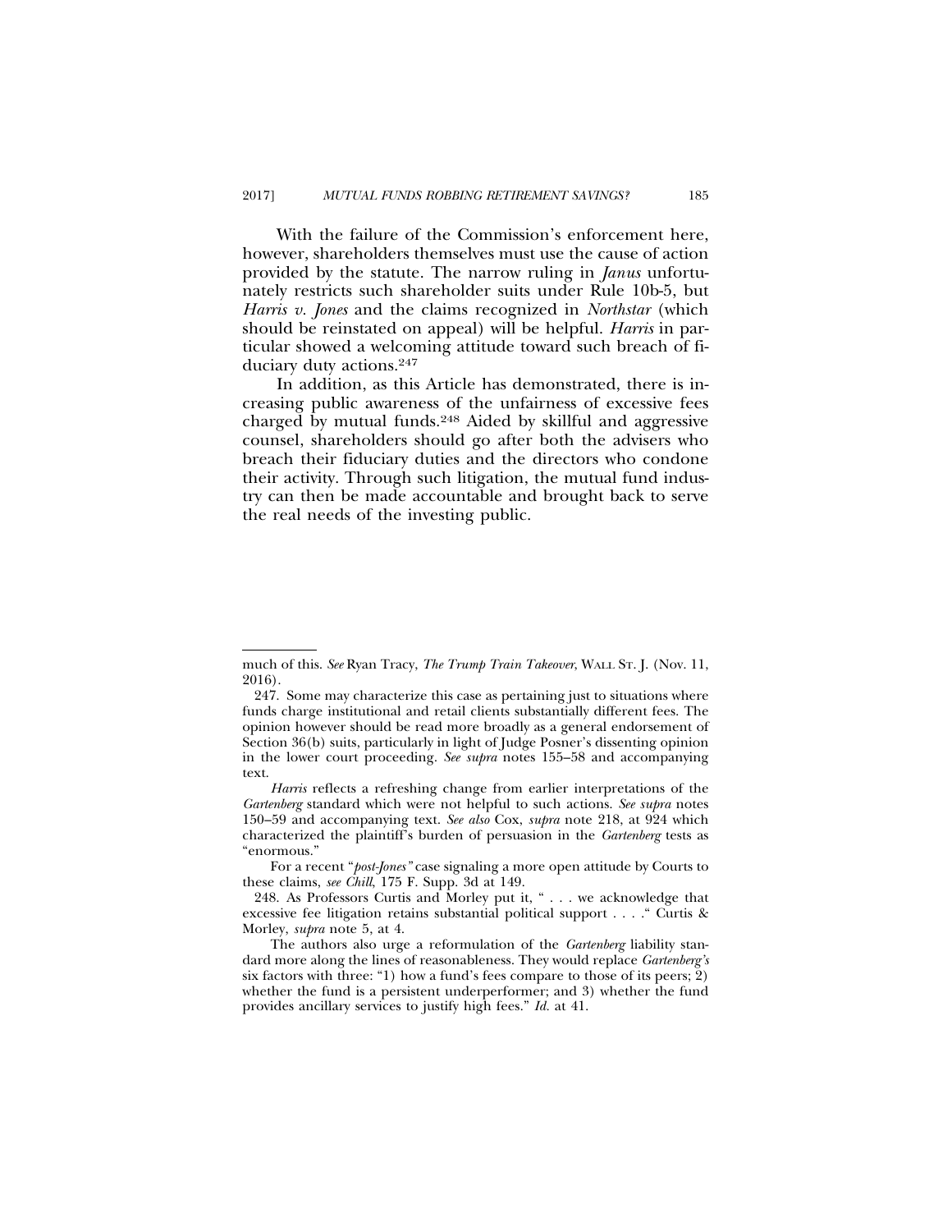With the failure of the Commission's enforcement here, however, shareholders themselves must use the cause of action provided by the statute. The narrow ruling in *Janus* unfortunately restricts such shareholder suits under Rule 10b-5, but *Harris v. Jones* and the claims recognized in *Northstar* (which should be reinstated on appeal) will be helpful. *Harris* in particular showed a welcoming attitude toward such breach of fiduciary duty actions.[247]

In addition, as this Article has demonstrated, there is increasing public awareness of the unfairness of excessive fees charged by mutual funds.[248] Aided by skillful and aggressive counsel, shareholders should go after both the advisers who breach their fiduciary duties and the directors who condone their activity. Through such litigation, the mutual fund industry can then be made accountable and brought back to serve the real needs of the investing public.

---

much of this. *See* Ryan Tracy, *The Trump Train Takeover*, WALL ST. J. (Nov. 11, 2016).

247. Some may characterize this case as pertaining just to situations where funds charge institutional and retail clients substantially different fees. The opinion however should be read more broadly as a general endorsement of Section 36(b) suits, particularly in light of Judge Posner's dissenting opinion in the lower court proceeding. *See supra* notes 155–58 and accompanying text.

*Harris* reflects a refreshing change from earlier interpretations of the *Gartenberg* standard which were not helpful to such actions. *See supra* notes 150–59 and accompanying text. *See also* Cox, *supra* note 218, at 924 which characterized the plaintiff's burden of persuasion in the *Gartenberg* tests as "enormous."

For a recent "*post-Jones*" case signaling a more open attitude by Courts to these claims, *see Chill*, 175 F. Supp. 3d at 149.

248. As Professors Curtis and Morley put it, " . . . we acknowledge that excessive fee litigation retains substantial political support . . . ." Curtis & Morley, *supra* note 5, at 4.

The authors also urge a reformulation of the *Gartenberg* liability standard more along the lines of reasonableness. They would replace *Gartenberg's* six factors with three: "1) how a fund's fees compare to those of its peers; 2) whether the fund is a persistent underperformer; and 3) whether the fund provides ancillary services to justify high fees." *Id.* at 41.